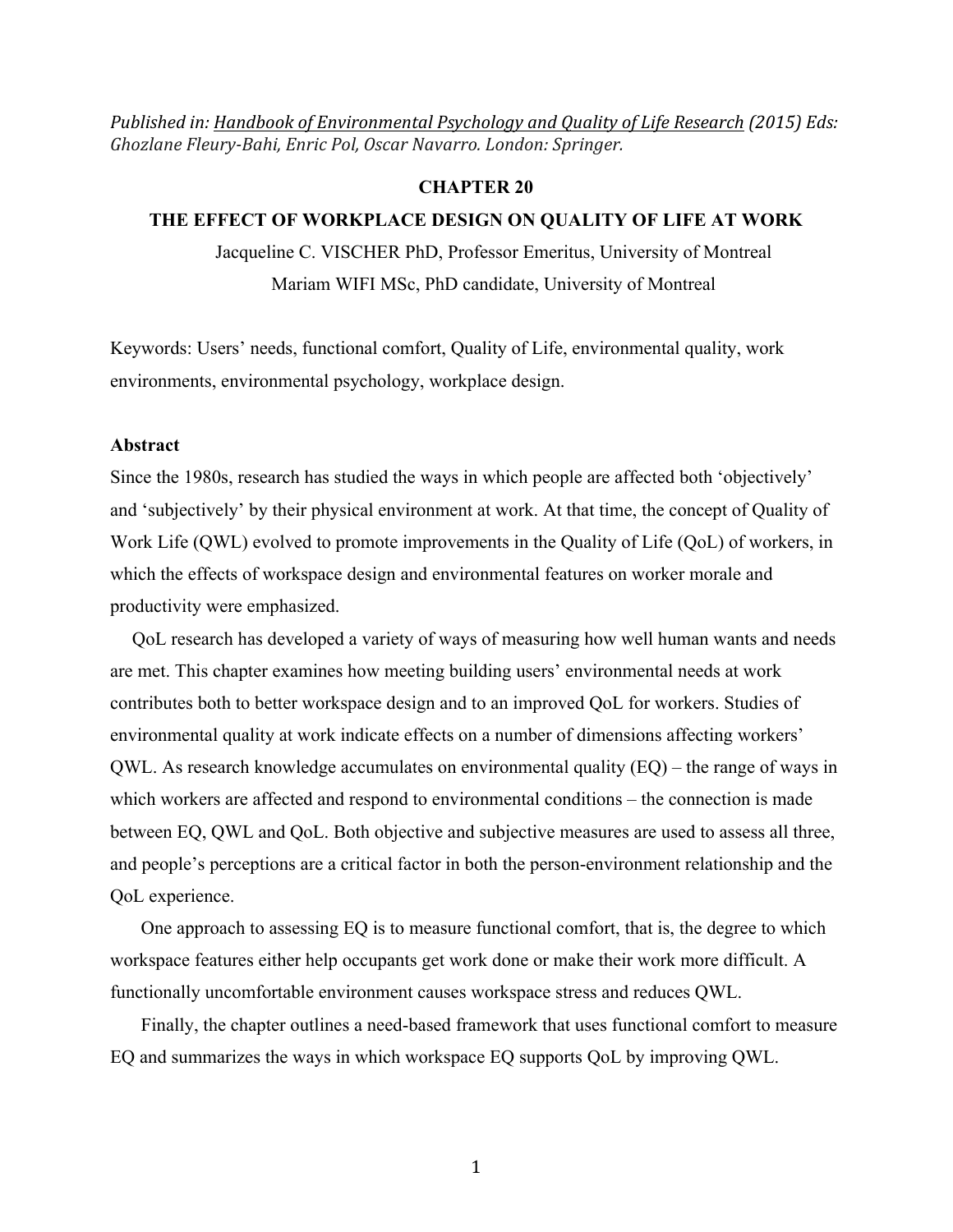*Published in: Handbook of Environmental Psychology and Quality of Life Research (2015) Eds: Ghozlane Fleury-Bahi, Enric Pol, Oscar Navarro. London: Springer.*

# CHAPTER 20

# THE EFFECT OF WORKPLACE DESIGN ON QUALITY OF LIFE AT WORK

Jacqueline C. VISCHER PhD, Professor Emeritus, University of Montreal

Mariam WIFI MSc, PhD candidate, University of Montreal

Keywords: Users' needs, functional comfort, Quality of Life, environmental quality, work environments, environmental psychology, workplace design.

## Abstract

Since the 1980s, research has studied the ways in which people are affected both 'objectively' and 'subjectively' by their physical environment at work. At that time, the concept of Quality of Work Life (QWL) evolved to promote improvements in the Quality of Life (QoL) of workers, in which the effects of workspace design and environmental features on worker morale and productivity were emphasized.

QoL research has developed a variety of ways of measuring how well human wants and needs are met. This chapter examines how meeting building users' environmental needs at work contributes both to better workspace design and to an improved QoL for workers. Studies of environmental quality at work indicate effects on a number of dimensions affecting workers' QWL. As research knowledge accumulates on environmental quality (EQ) – the range of ways in which workers are affected and respond to environmental conditions – the connection is made between EQ, QWL and QoL. Both objective and subjective measures are used to assess all three, and people's perceptions are a critical factor in both the person-environment relationship and the QoL experience.

One approach to assessing EQ is to measure functional comfort, that is, the degree to which workspace features either help occupants get work done or make their work more difficult. A functionally uncomfortable environment causes workspace stress and reduces QWL.

Finally, the chapter outlines a need-based framework that uses functional comfort to measure EQ and summarizes the ways in which workspace EQ supports QoL by improving QWL.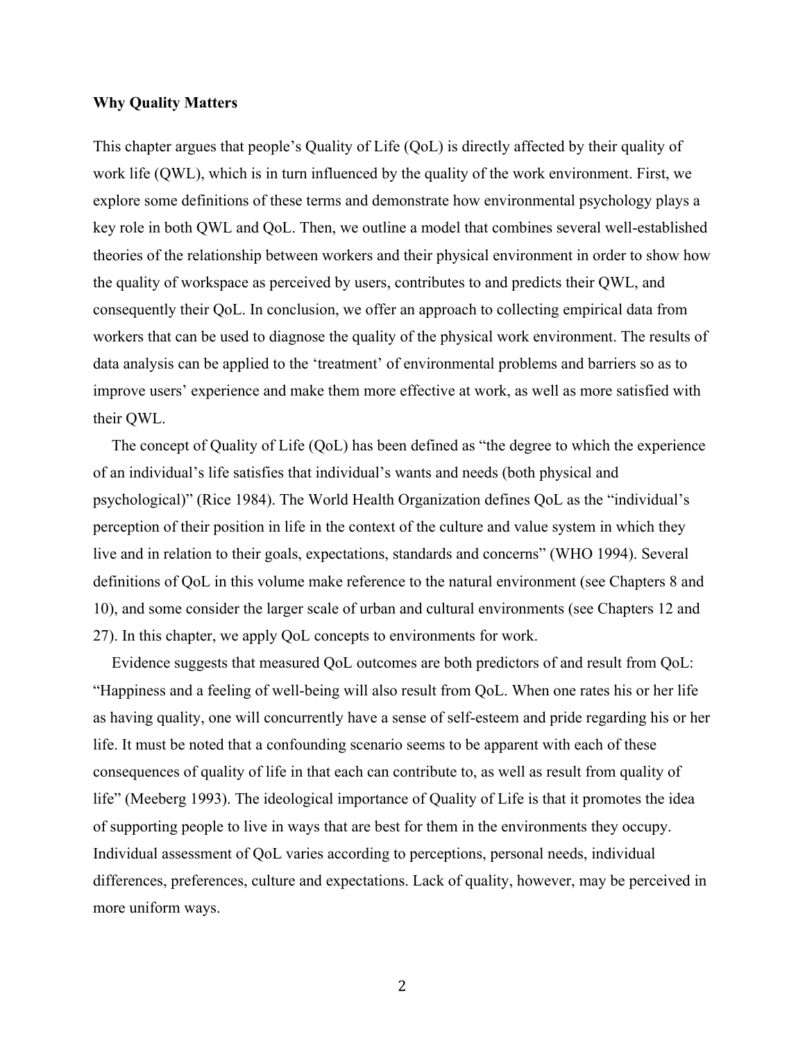**Why Quality Matters**

This chapter argues that people's Quality of Life (QoL) is directly affected by their quality of work life (QWL), which is in turn influenced by the quality of the work environment. First, we explore some definitions of these terms and demonstrate how environmental psychology plays a key role in both QWL and QoL. Then, we outline a model that combines several well-established theories of the relationship between workers and their physical environment in order to show how the quality of workspace as perceived by users, contributes to and predicts their QWL, and consequently their QoL. In conclusion, we offer an approach to collecting empirical data from workers that can be used to diagnose the quality of the physical work environment. The results of data analysis can be applied to the 'treatment' of environmental problems and barriers so as to improve users' experience and make them more effective at work, as well as more satisfied with their QWL.

The concept of Quality of Life (QoL) has been defined as "the degree to which the experience of an individual's life satisfies that individual's wants and needs (both physical and psychological)" (Rice 1984). The World Health Organization defines QoL as the "individual's perception of their position in life in the context of the culture and value system in which they live and in relation to their goals, expectations, standards and concerns" (WHO 1994). Several definitions of QoL in this volume make reference to the natural environment (see Chapters 8 and 10), and some consider the larger scale of urban and cultural environments (see Chapters 12 and 27). In this chapter, we apply QoL concepts to environments for work.

Evidence suggests that measured QoL outcomes are both predictors of and result from QoL: "Happiness and a feeling of well-being will also result from QoL. When one rates his or her life as having quality, one will concurrently have a sense of self-esteem and pride regarding his or her life. It must be noted that a confounding scenario seems to be apparent with each of these consequences of quality of life in that each can contribute to, as well as result from quality of life" (Meeberg 1993). The ideological importance of Quality of Life is that it promotes the idea of supporting people to live in ways that are best for them in the environments they occupy. Individual assessment of QoL varies according to perceptions, personal needs, individual differences, preferences, culture and expectations. Lack of quality, however, may be perceived in more uniform ways.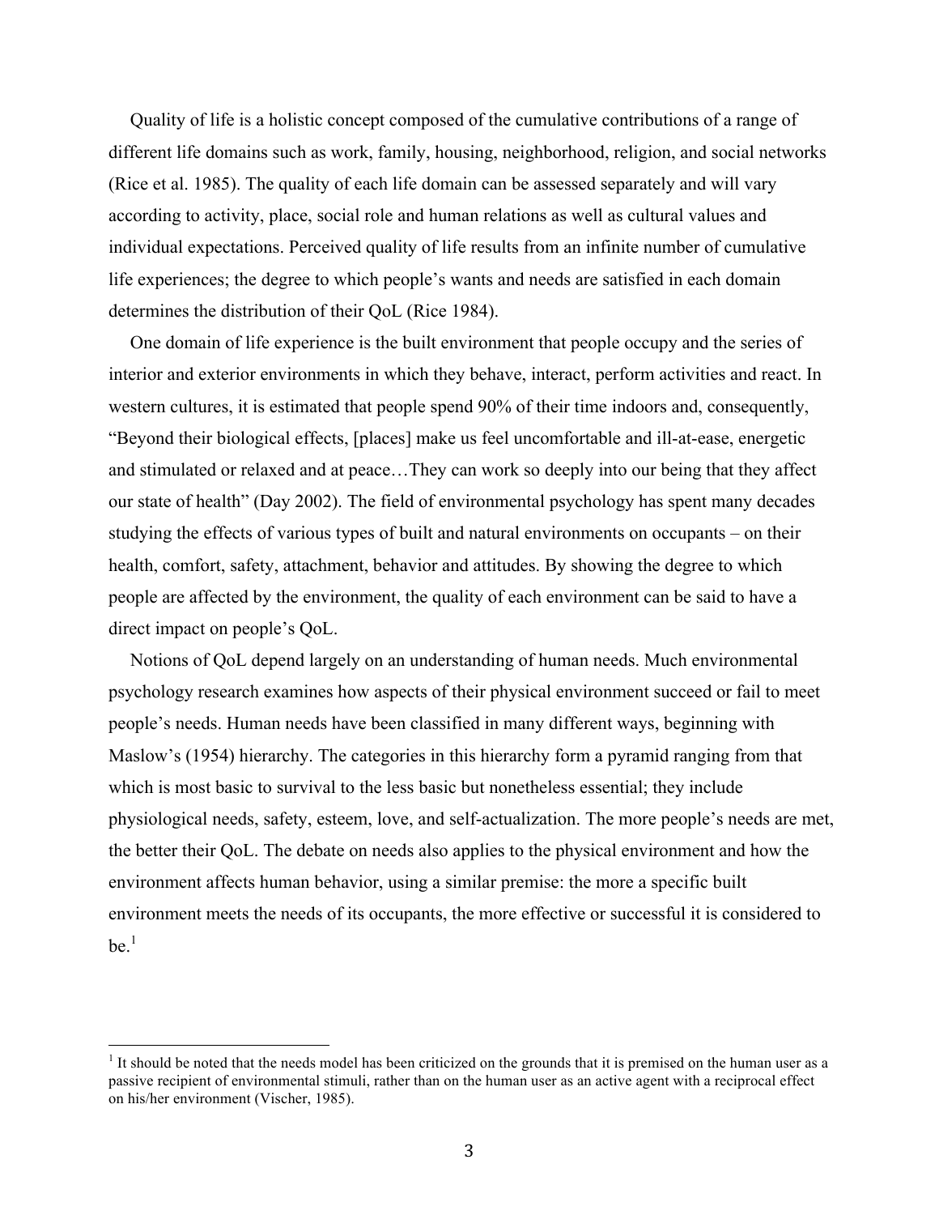Quality of life is a holistic concept composed of the cumulative contributions of a range of different life domains such as work, family, housing, neighborhood, religion, and social networks (Rice et al. 1985). The quality of each life domain can be assessed separately and will vary according to activity, place, social role and human relations as well as cultural values and individual expectations. Perceived quality of life results from an infinite number of cumulative life experiences; the degree to which people's wants and needs are satisfied in each domain determines the distribution of their QoL (Rice 1984).

One domain of life experience is the built environment that people occupy and the series of interior and exterior environments in which they behave, interact, perform activities and react. In western cultures, it is estimated that people spend 90% of their time indoors and, consequently, "Beyond their biological effects, [places] make us feel uncomfortable and ill-at-ease, energetic and stimulated or relaxed and at peace…They can work so deeply into our being that they affect our state of health" (Day 2002). The field of environmental psychology has spent many decades studying the effects of various types of built and natural environments on occupants – on their health, comfort, safety, attachment, behavior and attitudes. By showing the degree to which people are affected by the environment, the quality of each environment can be said to have a direct impact on people's QoL.

Notions of QoL depend largely on an understanding of human needs. Much environmental psychology research examines how aspects of their physical environment succeed or fail to meet people's needs. Human needs have been classified in many different ways, beginning with Maslow's (1954) hierarchy. The categories in this hierarchy form a pyramid ranging from that which is most basic to survival to the less basic but nonetheless essential; they include physiological needs, safety, esteem, love, and self-actualization. The more people's needs are met, the better their QoL. The debate on needs also applies to the physical environment and how the environment affects human behavior, using a similar premise: the more a specific built environment meets the needs of its occupants, the more effective or successful it is considered to be.[1]

[1] It should be noted that the needs model has been criticized on the grounds that it is premised on the human user as a passive recipient of environmental stimuli, rather than on the human user as an active agent with a reciprocal effect on his/her environment (Vischer, 1985).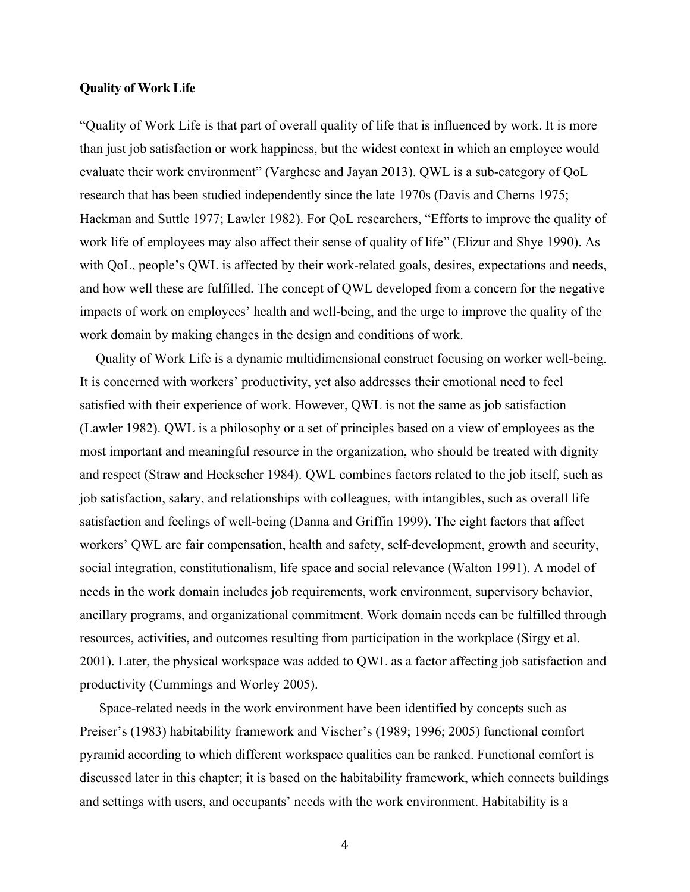**Quality of Work Life**

"Quality of Work Life is that part of overall quality of life that is influenced by work. It is more than just job satisfaction or work happiness, but the widest context in which an employee would evaluate their work environment" (Varghese and Jayan 2013). QWL is a sub-category of QoL research that has been studied independently since the late 1970s (Davis and Cherns 1975; Hackman and Suttle 1977; Lawler 1982). For QoL researchers, "Efforts to improve the quality of work life of employees may also affect their sense of quality of life" (Elizur and Shye 1990). As with QoL, people's QWL is affected by their work-related goals, desires, expectations and needs, and how well these are fulfilled. The concept of QWL developed from a concern for the negative impacts of work on employees' health and well-being, and the urge to improve the quality of the work domain by making changes in the design and conditions of work.

Quality of Work Life is a dynamic multidimensional construct focusing on worker well-being. It is concerned with workers' productivity, yet also addresses their emotional need to feel satisfied with their experience of work. However, QWL is not the same as job satisfaction (Lawler 1982). QWL is a philosophy or a set of principles based on a view of employees as the most important and meaningful resource in the organization, who should be treated with dignity and respect (Straw and Heckscher 1984). QWL combines factors related to the job itself, such as job satisfaction, salary, and relationships with colleagues, with intangibles, such as overall life satisfaction and feelings of well-being (Danna and Griffin 1999). The eight factors that affect workers' QWL are fair compensation, health and safety, self-development, growth and security, social integration, constitutionalism, life space and social relevance (Walton 1991). A model of needs in the work domain includes job requirements, work environment, supervisory behavior, ancillary programs, and organizational commitment. Work domain needs can be fulfilled through resources, activities, and outcomes resulting from participation in the workplace (Sirgy et al. 2001). Later, the physical workspace was added to QWL as a factor affecting job satisfaction and productivity (Cummings and Worley 2005).

Space-related needs in the work environment have been identified by concepts such as Preiser's (1983) habitability framework and Vischer's (1989; 1996; 2005) functional comfort pyramid according to which different workspace qualities can be ranked. Functional comfort is discussed later in this chapter; it is based on the habitability framework, which connects buildings and settings with users, and occupants' needs with the work environment. Habitability is a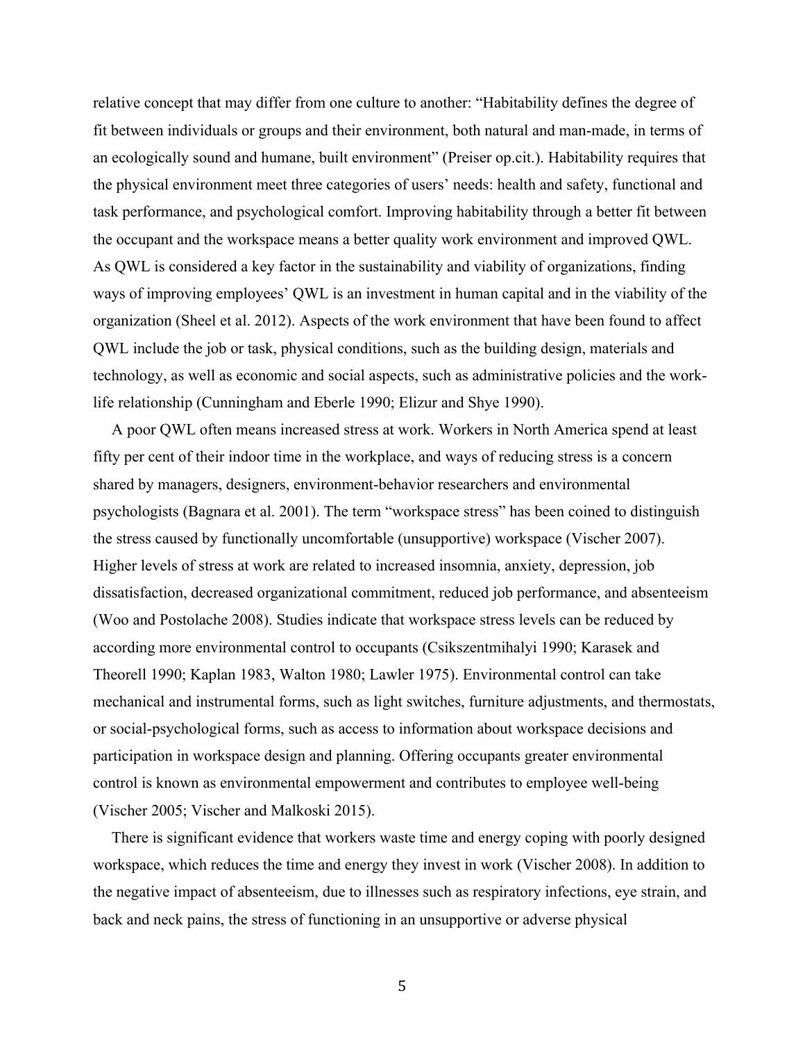relative concept that may differ from one culture to another: "Habitability defines the degree of fit between individuals or groups and their environment, both natural and man-made, in terms of an ecologically sound and humane, built environment" (Preiser op.cit.). Habitability requires that the physical environment meet three categories of users' needs: health and safety, functional and task performance, and psychological comfort. Improving habitability through a better fit between the occupant and the workspace means a better quality work environment and improved QWL. As QWL is considered a key factor in the sustainability and viability of organizations, finding ways of improving employees' QWL is an investment in human capital and in the viability of the organization (Sheel et al. 2012). Aspects of the work environment that have been found to affect QWL include the job or task, physical conditions, such as the building design, materials and technology, as well as economic and social aspects, such as administrative policies and the work-life relationship (Cunningham and Eberle 1990; Elizur and Shye 1990).

A poor QWL often means increased stress at work. Workers in North America spend at least fifty per cent of their indoor time in the workplace, and ways of reducing stress is a concern shared by managers, designers, environment-behavior researchers and environmental psychologists (Bagnara et al. 2001). The term "workspace stress" has been coined to distinguish the stress caused by functionally uncomfortable (unsupportive) workspace (Vischer 2007). Higher levels of stress at work are related to increased insomnia, anxiety, depression, job dissatisfaction, decreased organizational commitment, reduced job performance, and absenteeism (Woo and Postolache 2008). Studies indicate that workspace stress levels can be reduced by according more environmental control to occupants (Csikszentmihalyi 1990; Karasek and Theorell 1990; Kaplan 1983, Walton 1980; Lawler 1975). Environmental control can take mechanical and instrumental forms, such as light switches, furniture adjustments, and thermostats, or social-psychological forms, such as access to information about workspace decisions and participation in workspace design and planning. Offering occupants greater environmental control is known as environmental empowerment and contributes to employee well-being (Vischer 2005; Vischer and Malkoski 2015).

There is significant evidence that workers waste time and energy coping with poorly designed workspace, which reduces the time and energy they invest in work (Vischer 2008). In addition to the negative impact of absenteeism, due to illnesses such as respiratory infections, eye strain, and back and neck pains, the stress of functioning in an unsupportive or adverse physical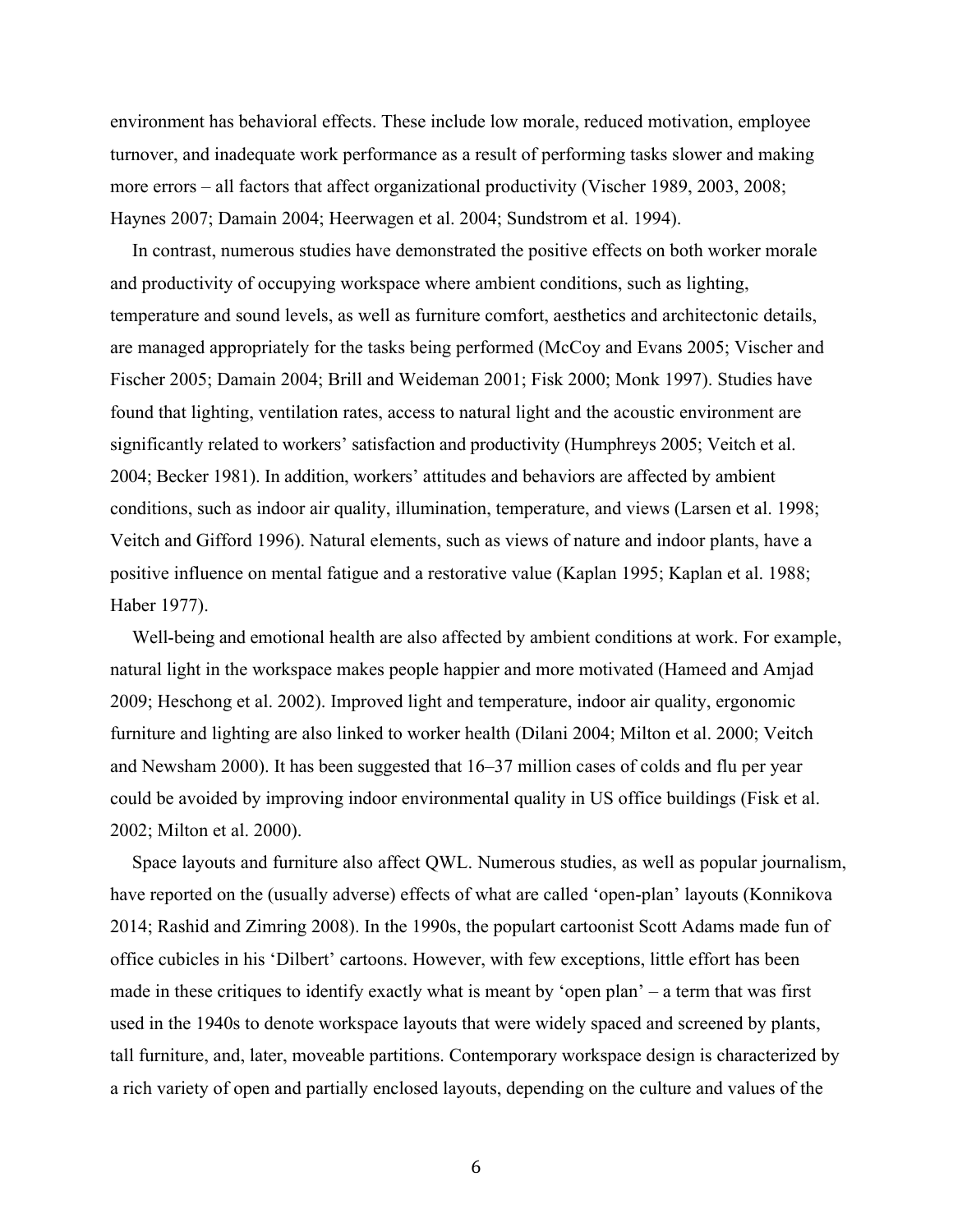environment has behavioral effects. These include low morale, reduced motivation, employee turnover, and inadequate work performance as a result of performing tasks slower and making more errors – all factors that affect organizational productivity (Vischer 1989, 2003, 2008; Haynes 2007; Damain 2004; Heerwagen et al. 2004; Sundstrom et al. 1994).

In contrast, numerous studies have demonstrated the positive effects on both worker morale and productivity of occupying workspace where ambient conditions, such as lighting, temperature and sound levels, as well as furniture comfort, aesthetics and architectonic details, are managed appropriately for the tasks being performed (McCoy and Evans 2005; Vischer and Fischer 2005; Damain 2004; Brill and Weideman 2001; Fisk 2000; Monk 1997). Studies have found that lighting, ventilation rates, access to natural light and the acoustic environment are significantly related to workers' satisfaction and productivity (Humphreys 2005; Veitch et al. 2004; Becker 1981). In addition, workers' attitudes and behaviors are affected by ambient conditions, such as indoor air quality, illumination, temperature, and views (Larsen et al. 1998; Veitch and Gifford 1996). Natural elements, such as views of nature and indoor plants, have a positive influence on mental fatigue and a restorative value (Kaplan 1995; Kaplan et al. 1988; Haber 1977).

Well-being and emotional health are also affected by ambient conditions at work. For example, natural light in the workspace makes people happier and more motivated (Hameed and Amjad 2009; Heschong et al. 2002). Improved light and temperature, indoor air quality, ergonomic furniture and lighting are also linked to worker health (Dilani 2004; Milton et al. 2000; Veitch and Newsham 2000). It has been suggested that 16–37 million cases of colds and flu per year could be avoided by improving indoor environmental quality in US office buildings (Fisk et al. 2002; Milton et al. 2000).

Space layouts and furniture also affect QWL. Numerous studies, as well as popular journalism, have reported on the (usually adverse) effects of what are called 'open-plan' layouts (Konnikova 2014; Rashid and Zimring 2008). In the 1990s, the populart cartoonist Scott Adams made fun of office cubicles in his 'Dilbert' cartoons. However, with few exceptions, little effort has been made in these critiques to identify exactly what is meant by 'open plan' – a term that was first used in the 1940s to denote workspace layouts that were widely spaced and screened by plants, tall furniture, and, later, moveable partitions. Contemporary workspace design is characterized by a rich variety of open and partially enclosed layouts, depending on the culture and values of the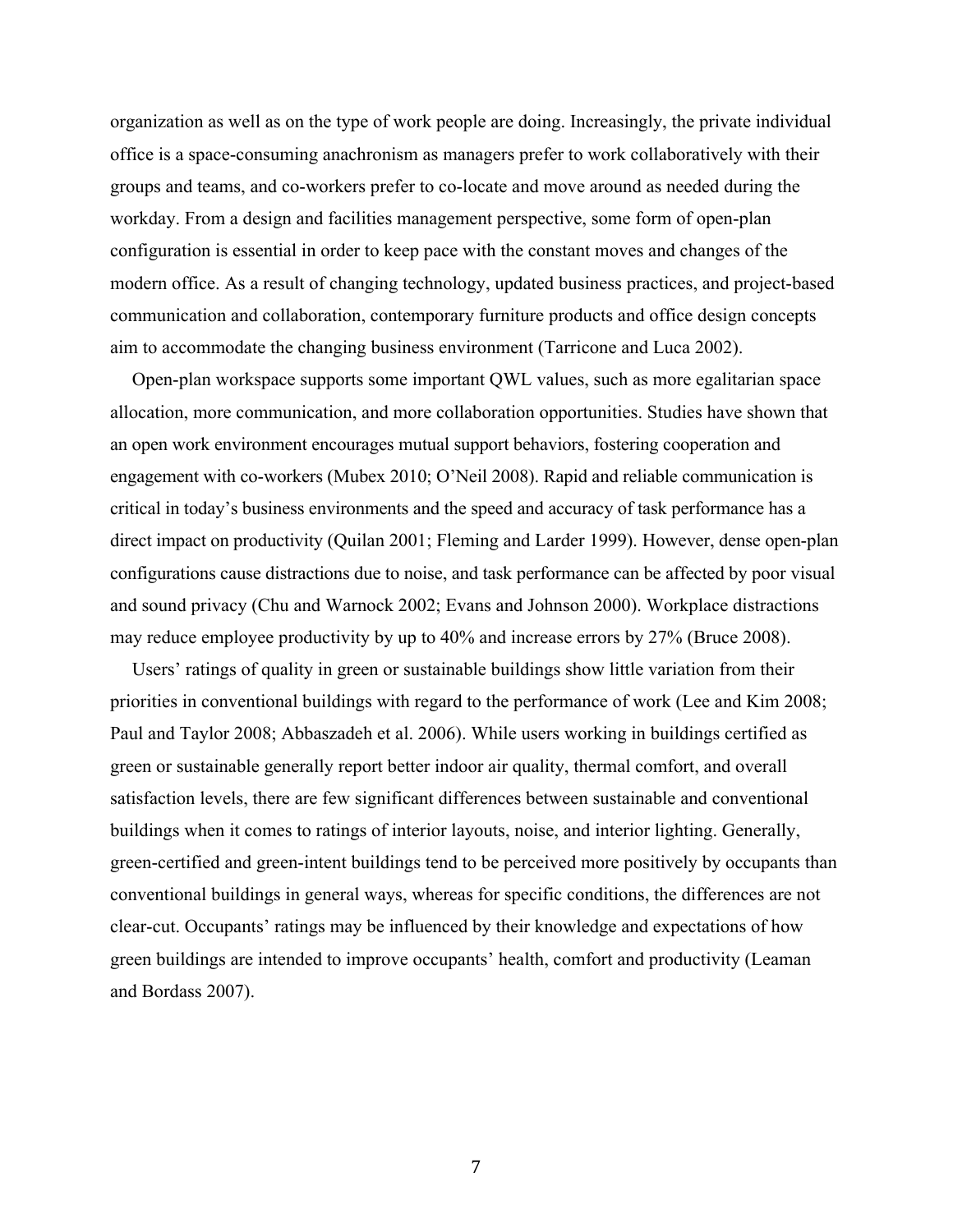organization as well as on the type of work people are doing. Increasingly, the private individual office is a space-consuming anachronism as managers prefer to work collaboratively with their groups and teams, and co-workers prefer to co-locate and move around as needed during the workday. From a design and facilities management perspective, some form of open-plan configuration is essential in order to keep pace with the constant moves and changes of the modern office. As a result of changing technology, updated business practices, and project-based communication and collaboration, contemporary furniture products and office design concepts aim to accommodate the changing business environment (Tarricone and Luca 2002).

Open-plan workspace supports some important QWL values, such as more egalitarian space allocation, more communication, and more collaboration opportunities. Studies have shown that an open work environment encourages mutual support behaviors, fostering cooperation and engagement with co-workers (Mubex 2010; O'Neil 2008). Rapid and reliable communication is critical in today's business environments and the speed and accuracy of task performance has a direct impact on productivity (Quilan 2001; Fleming and Larder 1999). However, dense open-plan configurations cause distractions due to noise, and task performance can be affected by poor visual and sound privacy (Chu and Warnock 2002; Evans and Johnson 2000). Workplace distractions may reduce employee productivity by up to 40% and increase errors by 27% (Bruce 2008).

Users' ratings of quality in green or sustainable buildings show little variation from their priorities in conventional buildings with regard to the performance of work (Lee and Kim 2008; Paul and Taylor 2008; Abbaszadeh et al. 2006). While users working in buildings certified as green or sustainable generally report better indoor air quality, thermal comfort, and overall satisfaction levels, there are few significant differences between sustainable and conventional buildings when it comes to ratings of interior layouts, noise, and interior lighting. Generally, green-certified and green-intent buildings tend to be perceived more positively by occupants than conventional buildings in general ways, whereas for specific conditions, the differences are not clear-cut. Occupants' ratings may be influenced by their knowledge and expectations of how green buildings are intended to improve occupants' health, comfort and productivity (Leaman and Bordass 2007).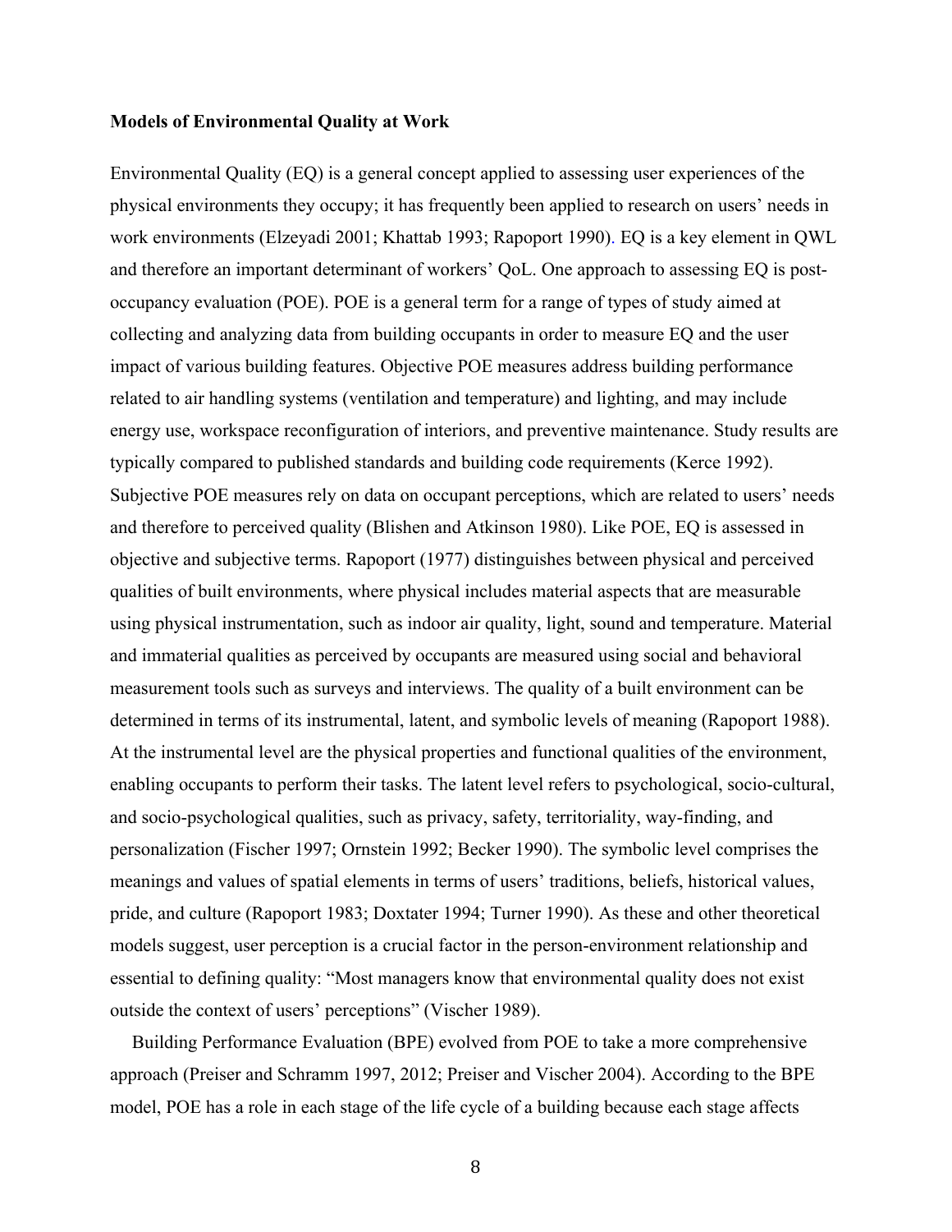## Models of Environmental Quality at Work

Environmental Quality (EQ) is a general concept applied to assessing user experiences of the physical environments they occupy; it has frequently been applied to research on users' needs in work environments (Elzeyadi 2001; Khattab 1993; Rapoport 1990). EQ is a key element in QWL and therefore an important determinant of workers' QoL. One approach to assessing EQ is post-occupancy evaluation (POE). POE is a general term for a range of types of study aimed at collecting and analyzing data from building occupants in order to measure EQ and the user impact of various building features. Objective POE measures address building performance related to air handling systems (ventilation and temperature) and lighting, and may include energy use, workspace reconfiguration of interiors, and preventive maintenance. Study results are typically compared to published standards and building code requirements (Kerce 1992). Subjective POE measures rely on data on occupant perceptions, which are related to users' needs and therefore to perceived quality (Blishen and Atkinson 1980). Like POE, EQ is assessed in objective and subjective terms. Rapoport (1977) distinguishes between physical and perceived qualities of built environments, where physical includes material aspects that are measurable using physical instrumentation, such as indoor air quality, light, sound and temperature. Material and immaterial qualities as perceived by occupants are measured using social and behavioral measurement tools such as surveys and interviews. The quality of a built environment can be determined in terms of its instrumental, latent, and symbolic levels of meaning (Rapoport 1988). At the instrumental level are the physical properties and functional qualities of the environment, enabling occupants to perform their tasks. The latent level refers to psychological, socio-cultural, and socio-psychological qualities, such as privacy, safety, territoriality, way-finding, and personalization (Fischer 1997; Ornstein 1992; Becker 1990). The symbolic level comprises the meanings and values of spatial elements in terms of users' traditions, beliefs, historical values, pride, and culture (Rapoport 1983; Doxtater 1994; Turner 1990). As these and other theoretical models suggest, user perception is a crucial factor in the person-environment relationship and essential to defining quality: "Most managers know that environmental quality does not exist outside the context of users' perceptions" (Vischer 1989).

Building Performance Evaluation (BPE) evolved from POE to take a more comprehensive approach (Preiser and Schramm 1997, 2012; Preiser and Vischer 2004). According to the BPE model, POE has a role in each stage of the life cycle of a building because each stage affects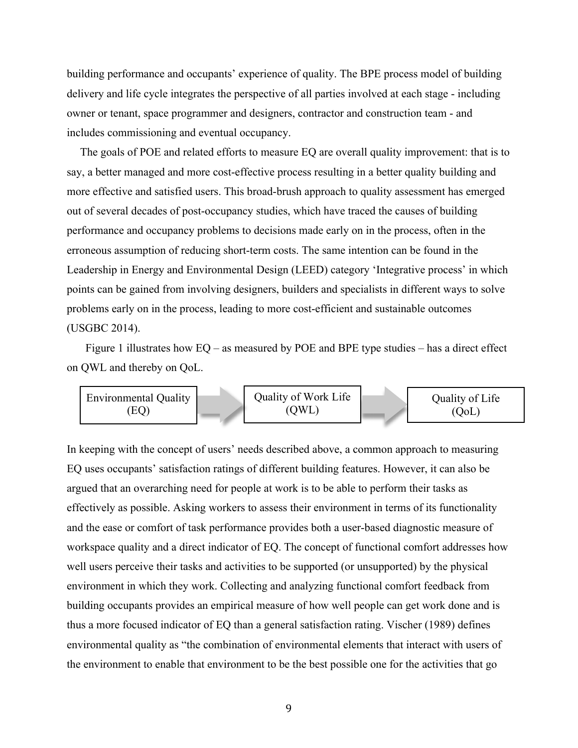building performance and occupants' experience of quality. The BPE process model of building delivery and life cycle integrates the perspective of all parties involved at each stage - including owner or tenant, space programmer and designers, contractor and construction team - and includes commissioning and eventual occupancy.

The goals of POE and related efforts to measure EQ are overall quality improvement: that is to say, a better managed and more cost-effective process resulting in a better quality building and more effective and satisfied users. This broad-brush approach to quality assessment has emerged out of several decades of post-occupancy studies, which have traced the causes of building performance and occupancy problems to decisions made early on in the process, often in the erroneous assumption of reducing short-term costs. The same intention can be found in the Leadership in Energy and Environmental Design (LEED) category 'Integrative process' in which points can be gained from involving designers, builders and specialists in different ways to solve problems early on in the process, leading to more cost-efficient and sustainable outcomes (USGBC 2014).

Figure 1 illustrates how EQ – as measured by POE and BPE type studies – has a direct effect on QWL and thereby on QoL.

Environmental Quality (EQ) → Quality of Work Life (QWL) → Quality of Life (QoL)

In keeping with the concept of users' needs described above, a common approach to measuring EQ uses occupants' satisfaction ratings of different building features. However, it can also be argued that an overarching need for people at work is to be able to perform their tasks as effectively as possible. Asking workers to assess their environment in terms of its functionality and the ease or comfort of task performance provides both a user-based diagnostic measure of workspace quality and a direct indicator of EQ. The concept of functional comfort addresses how well users perceive their tasks and activities to be supported (or unsupported) by the physical environment in which they work. Collecting and analyzing functional comfort feedback from building occupants provides an empirical measure of how well people can get work done and is thus a more focused indicator of EQ than a general satisfaction rating. Vischer (1989) defines environmental quality as "the combination of environmental elements that interact with users of the environment to enable that environment to be the best possible one for the activities that go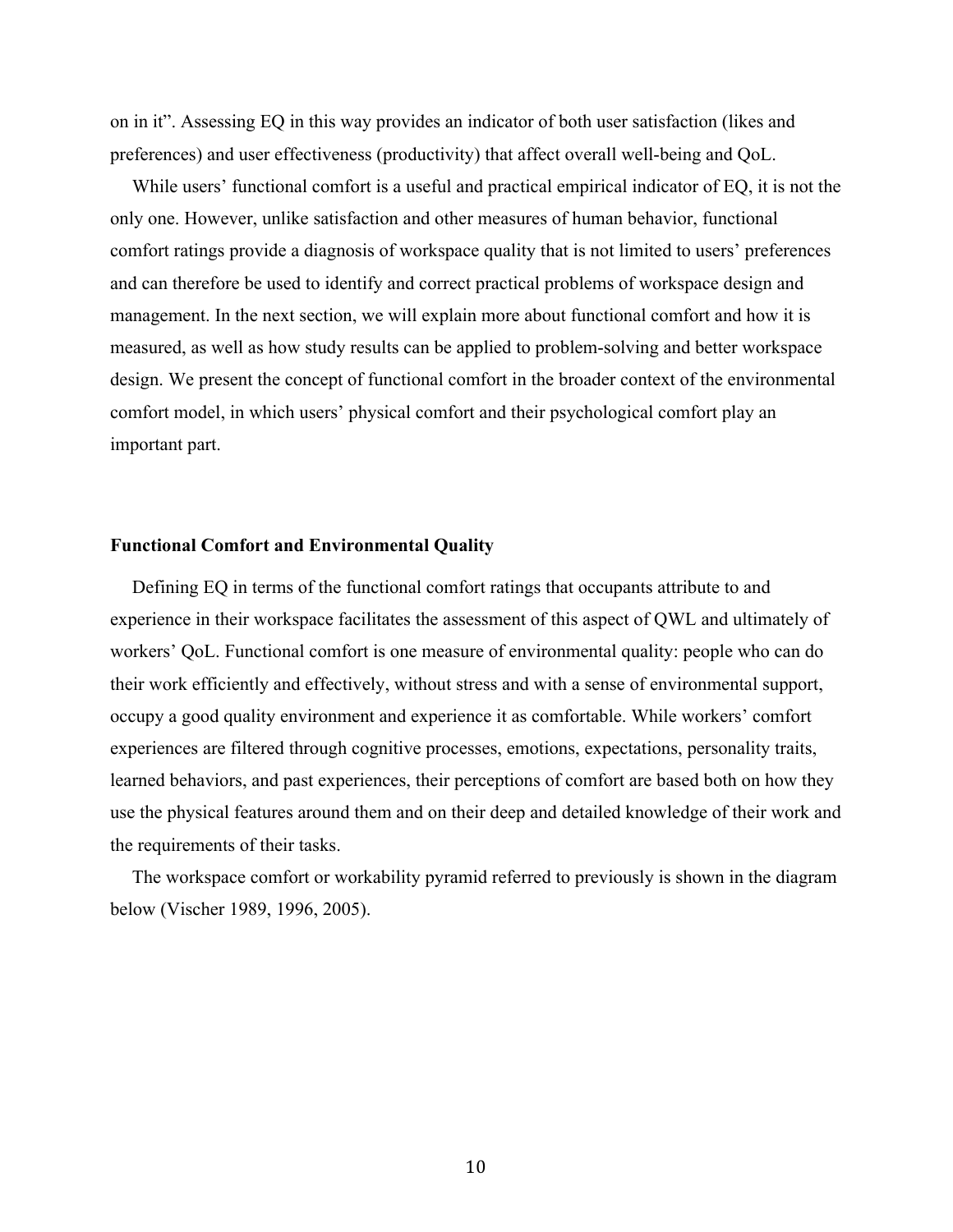on in it". Assessing EQ in this way provides an indicator of both user satisfaction (likes and preferences) and user effectiveness (productivity) that affect overall well-being and QoL.

While users' functional comfort is a useful and practical empirical indicator of EQ, it is not the only one. However, unlike satisfaction and other measures of human behavior, functional comfort ratings provide a diagnosis of workspace quality that is not limited to users' preferences and can therefore be used to identify and correct practical problems of workspace design and management. In the next section, we will explain more about functional comfort and how it is measured, as well as how study results can be applied to problem-solving and better workspace design. We present the concept of functional comfort in the broader context of the environmental comfort model, in which users' physical comfort and their psychological comfort play an important part.

### Functional Comfort and Environmental Quality

Defining EQ in terms of the functional comfort ratings that occupants attribute to and experience in their workspace facilitates the assessment of this aspect of QWL and ultimately of workers' QoL. Functional comfort is one measure of environmental quality: people who can do their work efficiently and effectively, without stress and with a sense of environmental support, occupy a good quality environment and experience it as comfortable. While workers' comfort experiences are filtered through cognitive processes, emotions, expectations, personality traits, learned behaviors, and past experiences, their perceptions of comfort are based both on how they use the physical features around them and on their deep and detailed knowledge of their work and the requirements of their tasks.

The workspace comfort or workability pyramid referred to previously is shown in the diagram below (Vischer 1989, 1996, 2005).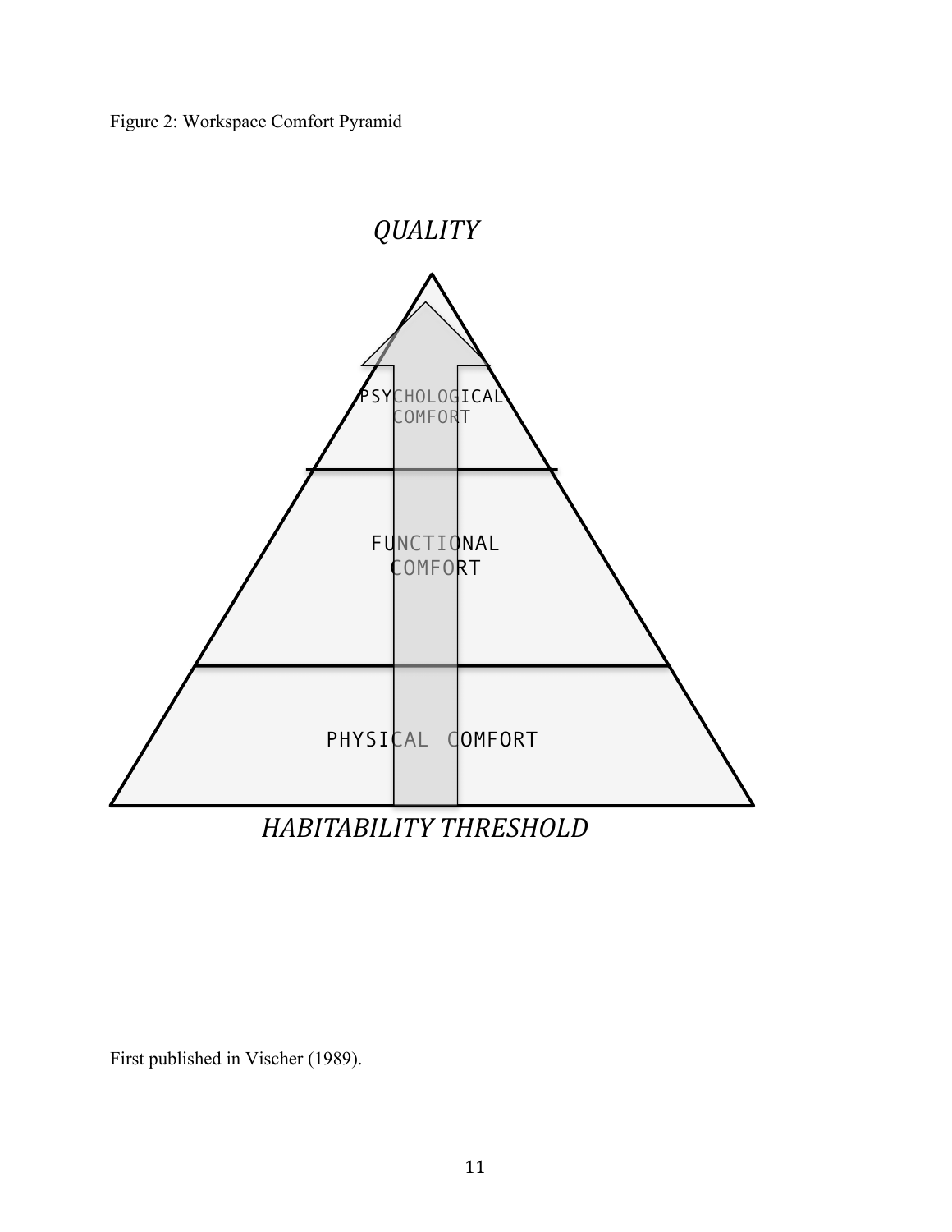Figure 2: Workspace Comfort Pyramid

QUALITY

PSYCHOLOGICAL COMFORT

FUNCTIONAL COMFORT

PHYSICAL COMFORT

HABITABILITY THRESHOLD

First published in Vischer (1989).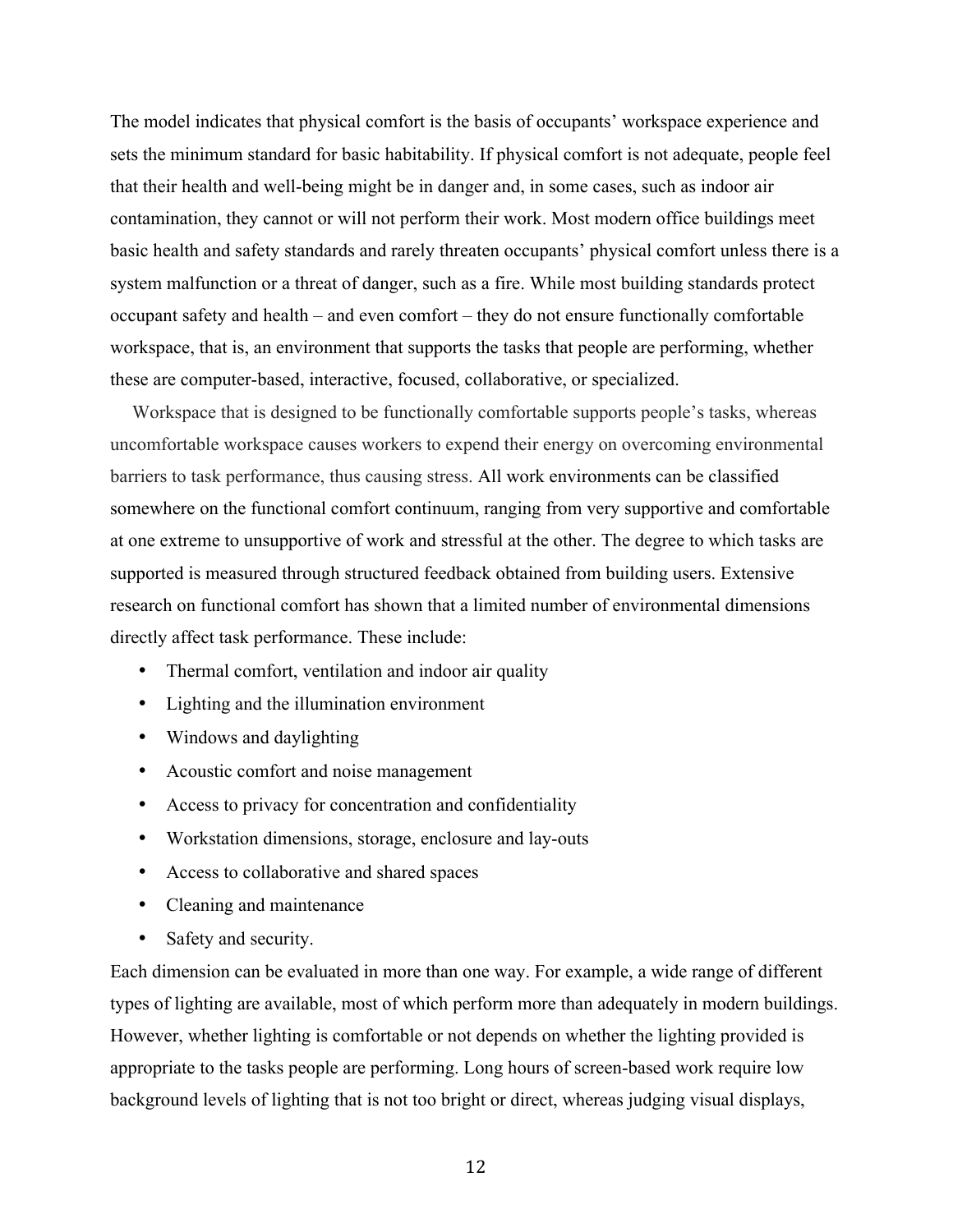The model indicates that physical comfort is the basis of occupants' workspace experience and sets the minimum standard for basic habitability. If physical comfort is not adequate, people feel that their health and well-being might be in danger and, in some cases, such as indoor air contamination, they cannot or will not perform their work. Most modern office buildings meet basic health and safety standards and rarely threaten occupants' physical comfort unless there is a system malfunction or a threat of danger, such as a fire. While most building standards protect occupant safety and health – and even comfort – they do not ensure functionally comfortable workspace, that is, an environment that supports the tasks that people are performing, whether these are computer-based, interactive, focused, collaborative, or specialized.

Workspace that is designed to be functionally comfortable supports people's tasks, whereas uncomfortable workspace causes workers to expend their energy on overcoming environmental barriers to task performance, thus causing stress. All work environments can be classified somewhere on the functional comfort continuum, ranging from very supportive and comfortable at one extreme to unsupportive of work and stressful at the other. The degree to which tasks are supported is measured through structured feedback obtained from building users. Extensive research on functional comfort has shown that a limited number of environmental dimensions directly affect task performance. These include:

- Thermal comfort, ventilation and indoor air quality
- Lighting and the illumination environment
- Windows and daylighting
- Acoustic comfort and noise management
- Access to privacy for concentration and confidentiality
- Workstation dimensions, storage, enclosure and lay-outs
- Access to collaborative and shared spaces
- Cleaning and maintenance
- Safety and security.

Each dimension can be evaluated in more than one way. For example, a wide range of different types of lighting are available, most of which perform more than adequately in modern buildings. However, whether lighting is comfortable or not depends on whether the lighting provided is appropriate to the tasks people are performing. Long hours of screen-based work require low background levels of lighting that is not too bright or direct, whereas judging visual displays,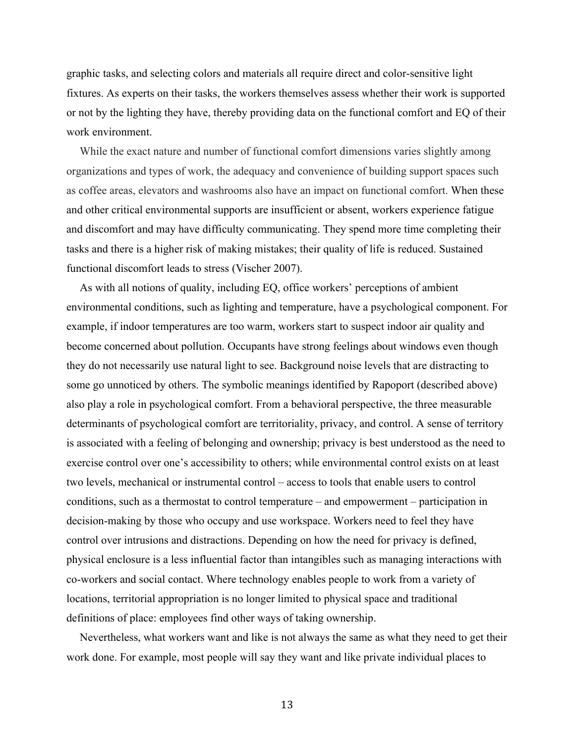graphic tasks, and selecting colors and materials all require direct and color-sensitive light fixtures. As experts on their tasks, the workers themselves assess whether their work is supported or not by the lighting they have, thereby providing data on the functional comfort and EQ of their work environment.

While the exact nature and number of functional comfort dimensions varies slightly among organizations and types of work, the adequacy and convenience of building support spaces such as coffee areas, elevators and washrooms also have an impact on functional comfort. When these and other critical environmental supports are insufficient or absent, workers experience fatigue and discomfort and may have difficulty communicating. They spend more time completing their tasks and there is a higher risk of making mistakes; their quality of life is reduced. Sustained functional discomfort leads to stress (Vischer 2007).

As with all notions of quality, including EQ, office workers' perceptions of ambient environmental conditions, such as lighting and temperature, have a psychological component. For example, if indoor temperatures are too warm, workers start to suspect indoor air quality and become concerned about pollution. Occupants have strong feelings about windows even though they do not necessarily use natural light to see. Background noise levels that are distracting to some go unnoticed by others. The symbolic meanings identified by Rapoport (described above) also play a role in psychological comfort. From a behavioral perspective, the three measurable determinants of psychological comfort are territoriality, privacy, and control. A sense of territory is associated with a feeling of belonging and ownership; privacy is best understood as the need to exercise control over one's accessibility to others; while environmental control exists on at least two levels, mechanical or instrumental control – access to tools that enable users to control conditions, such as a thermostat to control temperature – and empowerment – participation in decision-making by those who occupy and use workspace. Workers need to feel they have control over intrusions and distractions. Depending on how the need for privacy is defined, physical enclosure is a less influential factor than intangibles such as managing interactions with co-workers and social contact. Where technology enables people to work from a variety of locations, territorial appropriation is no longer limited to physical space and traditional definitions of place: employees find other ways of taking ownership.

Nevertheless, what workers want and like is not always the same as what they need to get their work done. For example, most people will say they want and like private individual places to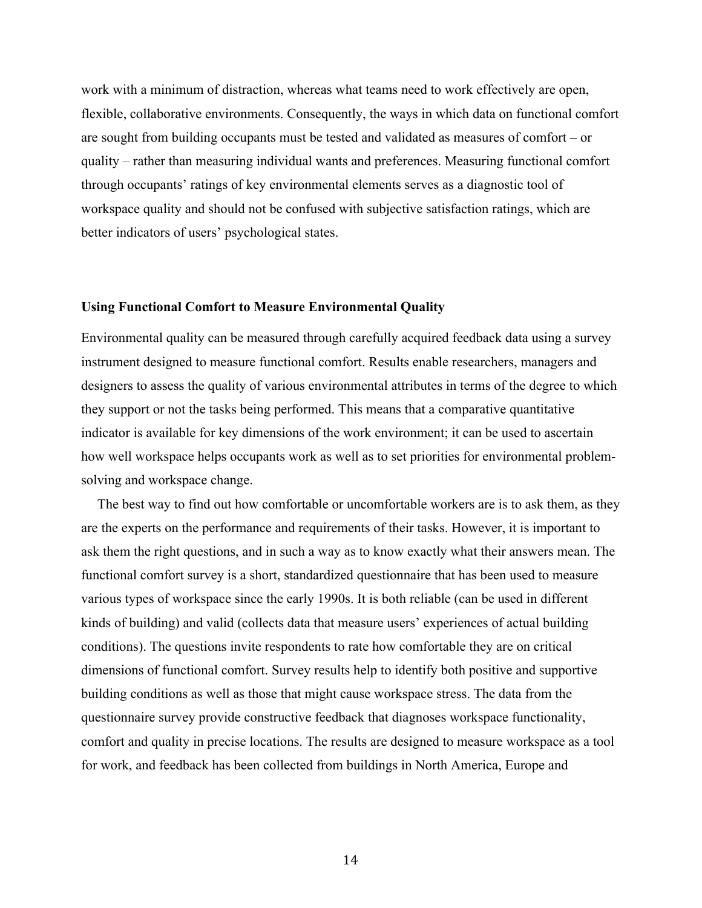work with a minimum of distraction, whereas what teams need to work effectively are open, flexible, collaborative environments. Consequently, the ways in which data on functional comfort are sought from building occupants must be tested and validated as measures of comfort – or quality – rather than measuring individual wants and preferences. Measuring functional comfort through occupants' ratings of key environmental elements serves as a diagnostic tool of workspace quality and should not be confused with subjective satisfaction ratings, which are better indicators of users' psychological states.

### Using Functional Comfort to Measure Environmental Quality

Environmental quality can be measured through carefully acquired feedback data using a survey instrument designed to measure functional comfort. Results enable researchers, managers and designers to assess the quality of various environmental attributes in terms of the degree to which they support or not the tasks being performed. This means that a comparative quantitative indicator is available for key dimensions of the work environment; it can be used to ascertain how well workspace helps occupants work as well as to set priorities for environmental problem-solving and workspace change.

The best way to find out how comfortable or uncomfortable workers are is to ask them, as they are the experts on the performance and requirements of their tasks. However, it is important to ask them the right questions, and in such a way as to know exactly what their answers mean. The functional comfort survey is a short, standardized questionnaire that has been used to measure various types of workspace since the early 1990s. It is both reliable (can be used in different kinds of building) and valid (collects data that measure users' experiences of actual building conditions). The questions invite respondents to rate how comfortable they are on critical dimensions of functional comfort. Survey results help to identify both positive and supportive building conditions as well as those that might cause workspace stress. The data from the questionnaire survey provide constructive feedback that diagnoses workspace functionality, comfort and quality in precise locations. The results are designed to measure workspace as a tool for work, and feedback has been collected from buildings in North America, Europe and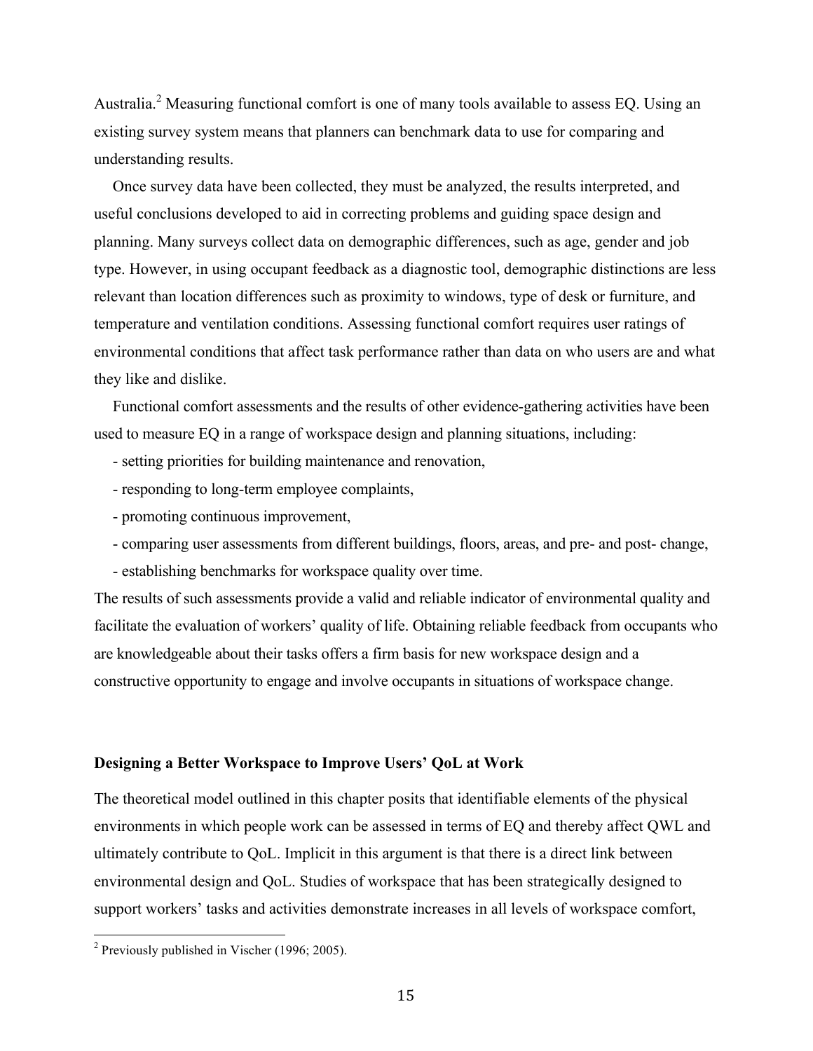Australia.[2] Measuring functional comfort is one of many tools available to assess EQ. Using an existing survey system means that planners can benchmark data to use for comparing and understanding results.

Once survey data have been collected, they must be analyzed, the results interpreted, and useful conclusions developed to aid in correcting problems and guiding space design and planning. Many surveys collect data on demographic differences, such as age, gender and job type. However, in using occupant feedback as a diagnostic tool, demographic distinctions are less relevant than location differences such as proximity to windows, type of desk or furniture, and temperature and ventilation conditions. Assessing functional comfort requires user ratings of environmental conditions that affect task performance rather than data on who users are and what they like and dislike.

Functional comfort assessments and the results of other evidence-gathering activities have been used to measure EQ in a range of workspace design and planning situations, including:

- setting priorities for building maintenance and renovation,
- responding to long-term employee complaints,
- promoting continuous improvement,
- comparing user assessments from different buildings, floors, areas, and pre- and post- change,
- establishing benchmarks for workspace quality over time.

The results of such assessments provide a valid and reliable indicator of environmental quality and facilitate the evaluation of workers' quality of life. Obtaining reliable feedback from occupants who are knowledgeable about their tasks offers a firm basis for new workspace design and a constructive opportunity to engage and involve occupants in situations of workspace change.

**Designing a Better Workspace to Improve Users' QoL at Work**

The theoretical model outlined in this chapter posits that identifiable elements of the physical environments in which people work can be assessed in terms of EQ and thereby affect QWL and ultimately contribute to QoL. Implicit in this argument is that there is a direct link between environmental design and QoL. Studies of workspace that has been strategically designed to support workers' tasks and activities demonstrate increases in all levels of workspace comfort,

[2] Previously published in Vischer (1996; 2005).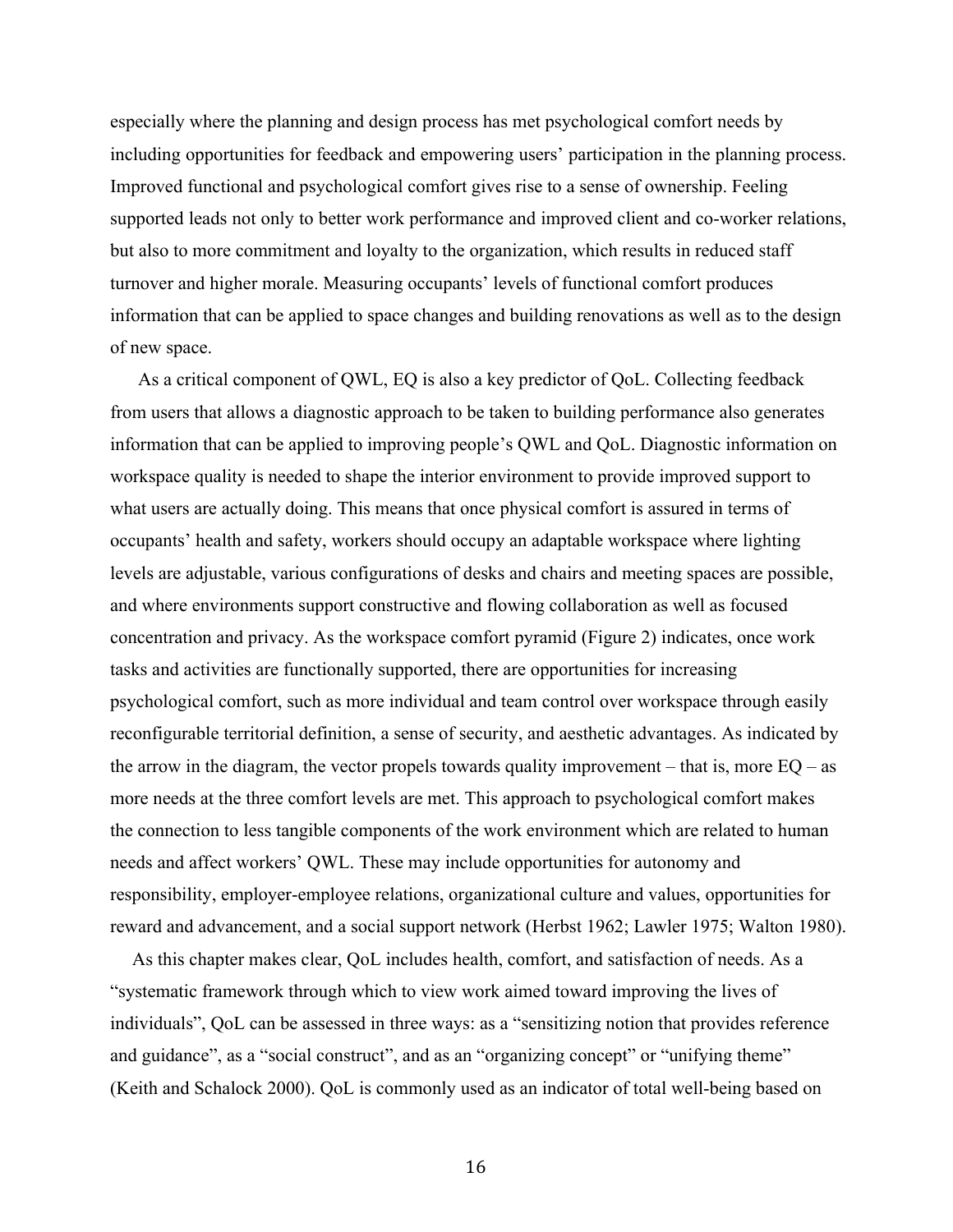especially where the planning and design process has met psychological comfort needs by including opportunities for feedback and empowering users' participation in the planning process. Improved functional and psychological comfort gives rise to a sense of ownership. Feeling supported leads not only to better work performance and improved client and co-worker relations, but also to more commitment and loyalty to the organization, which results in reduced staff turnover and higher morale. Measuring occupants' levels of functional comfort produces information that can be applied to space changes and building renovations as well as to the design of new space.

As a critical component of QWL, EQ is also a key predictor of QoL. Collecting feedback from users that allows a diagnostic approach to be taken to building performance also generates information that can be applied to improving people's QWL and QoL. Diagnostic information on workspace quality is needed to shape the interior environment to provide improved support to what users are actually doing. This means that once physical comfort is assured in terms of occupants' health and safety, workers should occupy an adaptable workspace where lighting levels are adjustable, various configurations of desks and chairs and meeting spaces are possible, and where environments support constructive and flowing collaboration as well as focused concentration and privacy. As the workspace comfort pyramid (Figure 2) indicates, once work tasks and activities are functionally supported, there are opportunities for increasing psychological comfort, such as more individual and team control over workspace through easily reconfigurable territorial definition, a sense of security, and aesthetic advantages. As indicated by the arrow in the diagram, the vector propels towards quality improvement – that is, more EQ – as more needs at the three comfort levels are met. This approach to psychological comfort makes the connection to less tangible components of the work environment which are related to human needs and affect workers' QWL. These may include opportunities for autonomy and responsibility, employer-employee relations, organizational culture and values, opportunities for reward and advancement, and a social support network (Herbst 1962; Lawler 1975; Walton 1980).

As this chapter makes clear, QoL includes health, comfort, and satisfaction of needs. As a "systematic framework through which to view work aimed toward improving the lives of individuals", QoL can be assessed in three ways: as a "sensitizing notion that provides reference and guidance", as a "social construct", and as an "organizing concept" or "unifying theme" (Keith and Schalock 2000). QoL is commonly used as an indicator of total well-being based on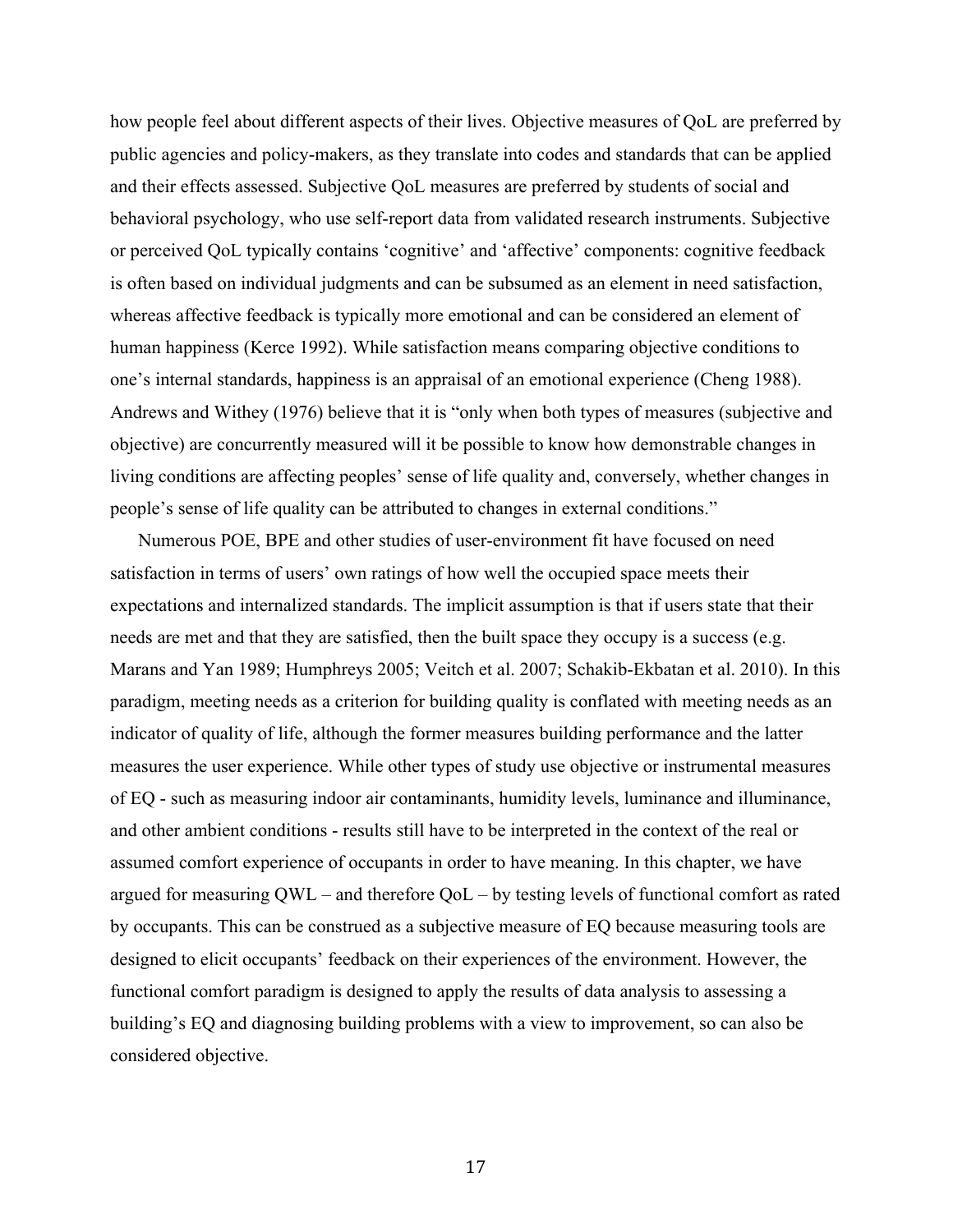how people feel about different aspects of their lives. Objective measures of QoL are preferred by public agencies and policy-makers, as they translate into codes and standards that can be applied and their effects assessed. Subjective QoL measures are preferred by students of social and behavioral psychology, who use self-report data from validated research instruments. Subjective or perceived QoL typically contains 'cognitive' and 'affective' components: cognitive feedback is often based on individual judgments and can be subsumed as an element in need satisfaction, whereas affective feedback is typically more emotional and can be considered an element of human happiness (Kerce 1992). While satisfaction means comparing objective conditions to one's internal standards, happiness is an appraisal of an emotional experience (Cheng 1988). Andrews and Withey (1976) believe that it is "only when both types of measures (subjective and objective) are concurrently measured will it be possible to know how demonstrable changes in living conditions are affecting peoples' sense of life quality and, conversely, whether changes in people's sense of life quality can be attributed to changes in external conditions."

Numerous POE, BPE and other studies of user-environment fit have focused on need satisfaction in terms of users' own ratings of how well the occupied space meets their expectations and internalized standards. The implicit assumption is that if users state that their needs are met and that they are satisfied, then the built space they occupy is a success (e.g. Marans and Yan 1989; Humphreys 2005; Veitch et al. 2007; Schakib-Ekbatan et al. 2010). In this paradigm, meeting needs as a criterion for building quality is conflated with meeting needs as an indicator of quality of life, although the former measures building performance and the latter measures the user experience. While other types of study use objective or instrumental measures of EQ - such as measuring indoor air contaminants, humidity levels, luminance and illuminance, and other ambient conditions - results still have to be interpreted in the context of the real or assumed comfort experience of occupants in order to have meaning. In this chapter, we have argued for measuring QWL – and therefore QoL – by testing levels of functional comfort as rated by occupants. This can be construed as a subjective measure of EQ because measuring tools are designed to elicit occupants' feedback on their experiences of the environment. However, the functional comfort paradigm is designed to apply the results of data analysis to assessing a building's EQ and diagnosing building problems with a view to improvement, so can also be considered objective.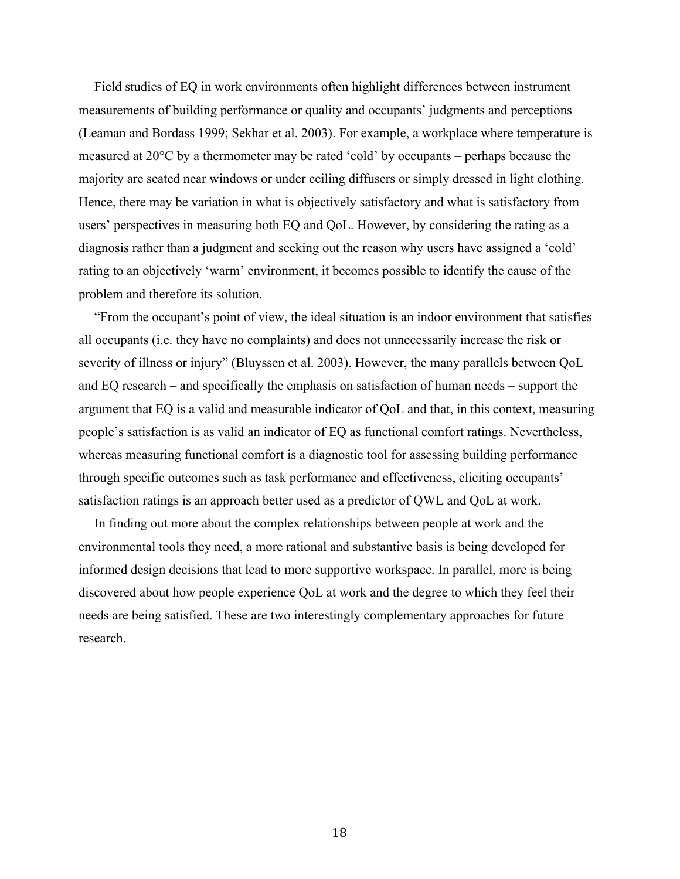Field studies of EQ in work environments often highlight differences between instrument measurements of building performance or quality and occupants' judgments and perceptions (Leaman and Bordass 1999; Sekhar et al. 2003). For example, a workplace where temperature is measured at 20°C by a thermometer may be rated 'cold' by occupants – perhaps because the majority are seated near windows or under ceiling diffusers or simply dressed in light clothing. Hence, there may be variation in what is objectively satisfactory and what is satisfactory from users' perspectives in measuring both EQ and QoL. However, by considering the rating as a diagnosis rather than a judgment and seeking out the reason why users have assigned a 'cold' rating to an objectively 'warm' environment, it becomes possible to identify the cause of the problem and therefore its solution.

"From the occupant's point of view, the ideal situation is an indoor environment that satisfies all occupants (i.e. they have no complaints) and does not unnecessarily increase the risk or severity of illness or injury" (Bluyssen et al. 2003). However, the many parallels between QoL and EQ research – and specifically the emphasis on satisfaction of human needs – support the argument that EQ is a valid and measurable indicator of QoL and that, in this context, measuring people's satisfaction is as valid an indicator of EQ as functional comfort ratings. Nevertheless, whereas measuring functional comfort is a diagnostic tool for assessing building performance through specific outcomes such as task performance and effectiveness, eliciting occupants' satisfaction ratings is an approach better used as a predictor of QWL and QoL at work.

In finding out more about the complex relationships between people at work and the environmental tools they need, a more rational and substantive basis is being developed for informed design decisions that lead to more supportive workspace. In parallel, more is being discovered about how people experience QoL at work and the degree to which they feel their needs are being satisfied. These are two interestingly complementary approaches for future research.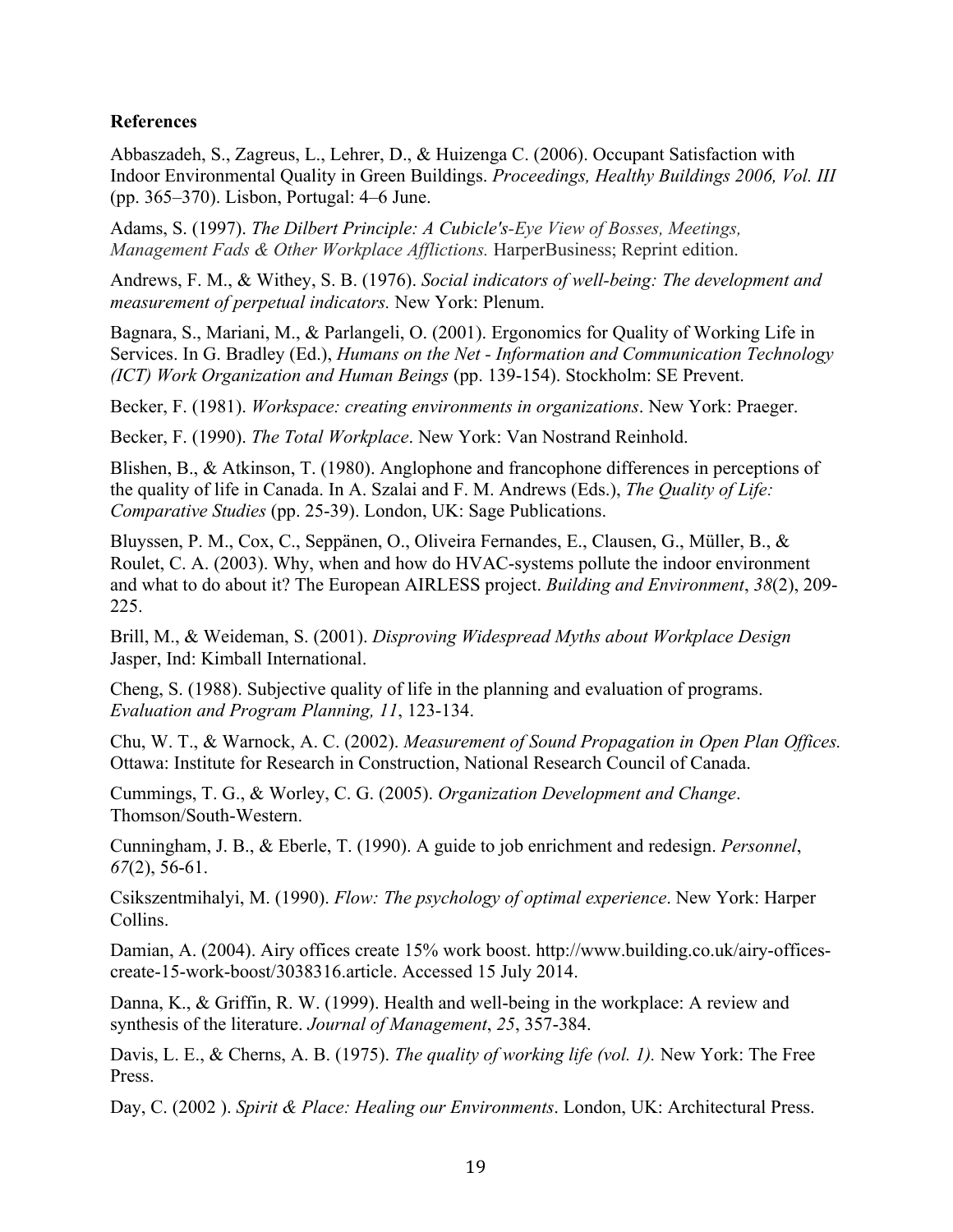**References**

Abbaszadeh, S., Zagreus, L., Lehrer, D., & Huizenga C. (2006). Occupant Satisfaction with Indoor Environmental Quality in Green Buildings. *Proceedings, Healthy Buildings 2006, Vol. III* (pp. 365–370). Lisbon, Portugal: 4–6 June.

Adams, S. (1997). *The Dilbert Principle: A Cubicle's-Eye View of Bosses, Meetings, Management Fads & Other Workplace Afflictions.* HarperBusiness; Reprint edition.

Andrews, F. M., & Withey, S. B. (1976). *Social indicators of well-being: The development and measurement of perpetual indicators.* New York: Plenum.

Bagnara, S., Mariani, M., & Parlangeli, O. (2001). Ergonomics for Quality of Working Life in Services. In G. Bradley (Ed.), *Humans on the Net - Information and Communication Technology (ICT) Work Organization and Human Beings* (pp. 139-154). Stockholm: SE Prevent.

Becker, F. (1981). *Workspace: creating environments in organizations*. New York: Praeger.

Becker, F. (1990). *The Total Workplace*. New York: Van Nostrand Reinhold.

Blishen, B., & Atkinson, T. (1980). Anglophone and francophone differences in perceptions of the quality of life in Canada. In A. Szalai and F. M. Andrews (Eds.), *The Quality of Life: Comparative Studies* (pp. 25-39). London, UK: Sage Publications.

Bluyssen, P. M., Cox, C., Seppänen, O., Oliveira Fernandes, E., Clausen, G., Müller, B., & Roulet, C. A. (2003). Why, when and how do HVAC-systems pollute the indoor environment and what to do about it? The European AIRLESS project. *Building and Environment*, *38*(2), 209-225.

Brill, M., & Weideman, S. (2001). *Disproving Widespread Myths about Workplace Design* Jasper, Ind: Kimball International.

Cheng, S. (1988). Subjective quality of life in the planning and evaluation of programs. *Evaluation and Program Planning, 11*, 123-134.

Chu, W. T., & Warnock, A. C. (2002). *Measurement of Sound Propagation in Open Plan Offices.* Ottawa: Institute for Research in Construction, National Research Council of Canada.

Cummings, T. G., & Worley, C. G. (2005). *Organization Development and Change*. Thomson/South-Western.

Cunningham, J. B., & Eberle, T. (1990). A guide to job enrichment and redesign. *Personnel*, *67*(2), 56-61.

Csikszentmihalyi, M. (1990). *Flow: The psychology of optimal experience*. New York: Harper Collins.

Damian, A. (2004). Airy offices create 15% work boost. http://www.building.co.uk/airy-offices-create-15-work-boost/3038316.article. Accessed 15 July 2014.

Danna, K., & Griffin, R. W. (1999). Health and well-being in the workplace: A review and synthesis of the literature. *Journal of Management*, *25*, 357-384.

Davis, L. E., & Cherns, A. B. (1975). *The quality of working life (vol. 1).* New York: The Free Press.

Day, C. (2002 ). *Spirit & Place: Healing our Environments*. London, UK: Architectural Press.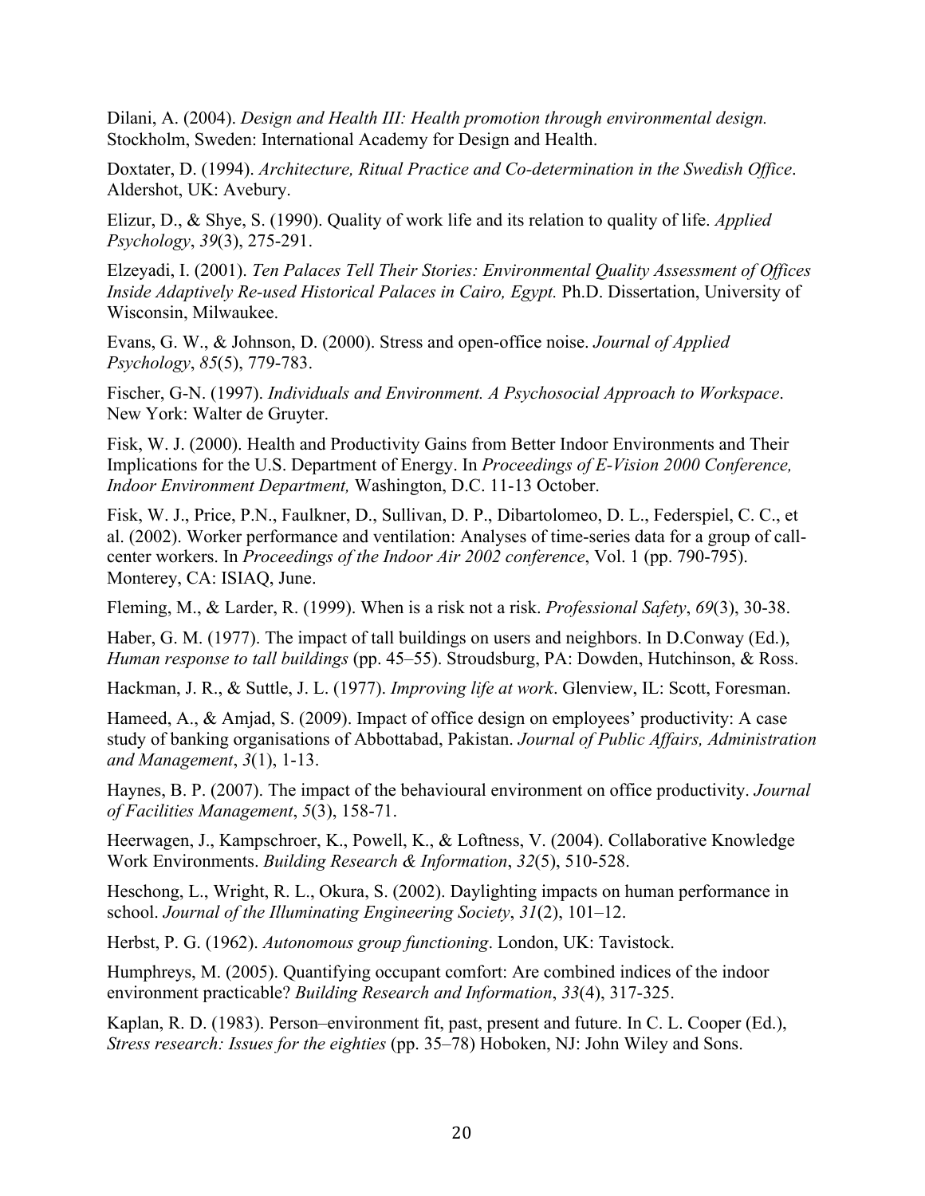Dilani, A. (2004). *Design and Health III: Health promotion through environmental design.* Stockholm, Sweden: International Academy for Design and Health.

Doxtater, D. (1994). *Architecture, Ritual Practice and Co-determination in the Swedish Office*. Aldershot, UK: Avebury.

Elizur, D., & Shye, S. (1990). Quality of work life and its relation to quality of life. *Applied Psychology*, *39*(3), 275-291.

Elzeyadi, I. (2001). *Ten Palaces Tell Their Stories: Environmental Quality Assessment of Offices Inside Adaptively Re-used Historical Palaces in Cairo, Egypt.* Ph.D. Dissertation, University of Wisconsin, Milwaukee.

Evans, G. W., & Johnson, D. (2000). Stress and open-office noise. *Journal of Applied Psychology*, *85*(5), 779-783.

Fischer, G-N. (1997). *Individuals and Environment. A Psychosocial Approach to Workspace*. New York: Walter de Gruyter.

Fisk, W. J. (2000). Health and Productivity Gains from Better Indoor Environments and Their Implications for the U.S. Department of Energy. In *Proceedings of E-Vision 2000 Conference, Indoor Environment Department,* Washington, D.C. 11-13 October.

Fisk, W. J., Price, P.N., Faulkner, D., Sullivan, D. P., Dibartolomeo, D. L., Federspiel, C. C., et al. (2002). Worker performance and ventilation: Analyses of time-series data for a group of call-center workers. In *Proceedings of the Indoor Air 2002 conference*, Vol. 1 (pp. 790-795). Monterey, CA: ISIAQ, June.

Fleming, M., & Larder, R. (1999). When is a risk not a risk. *Professional Safety*, *69*(3), 30-38.

Haber, G. M. (1977). The impact of tall buildings on users and neighbors. In D.Conway (Ed.), *Human response to tall buildings* (pp. 45–55). Stroudsburg, PA: Dowden, Hutchinson, & Ross.

Hackman, J. R., & Suttle, J. L. (1977). *Improving life at work*. Glenview, IL: Scott, Foresman.

Hameed, A., & Amjad, S. (2009). Impact of office design on employees' productivity: A case study of banking organisations of Abbottabad, Pakistan. *Journal of Public Affairs, Administration and Management*, *3*(1), 1-13.

Haynes, B. P. (2007). The impact of the behavioural environment on office productivity. *Journal of Facilities Management*, *5*(3), 158-71.

Heerwagen, J., Kampschroer, K., Powell, K., & Loftness, V. (2004). Collaborative Knowledge Work Environments. *Building Research & Information*, *32*(5), 510-528.

Heschong, L., Wright, R. L., Okura, S. (2002). Daylighting impacts on human performance in school. *Journal of the Illuminating Engineering Society*, *31*(2), 101–12.

Herbst, P. G. (1962). *Autonomous group functioning*. London, UK: Tavistock.

Humphreys, M. (2005). Quantifying occupant comfort: Are combined indices of the indoor environment practicable? *Building Research and Information*, *33*(4), 317-325.

Kaplan, R. D. (1983). Person–environment fit, past, present and future. In C. L. Cooper (Ed.), *Stress research: Issues for the eighties* (pp. 35–78) Hoboken, NJ: John Wiley and Sons.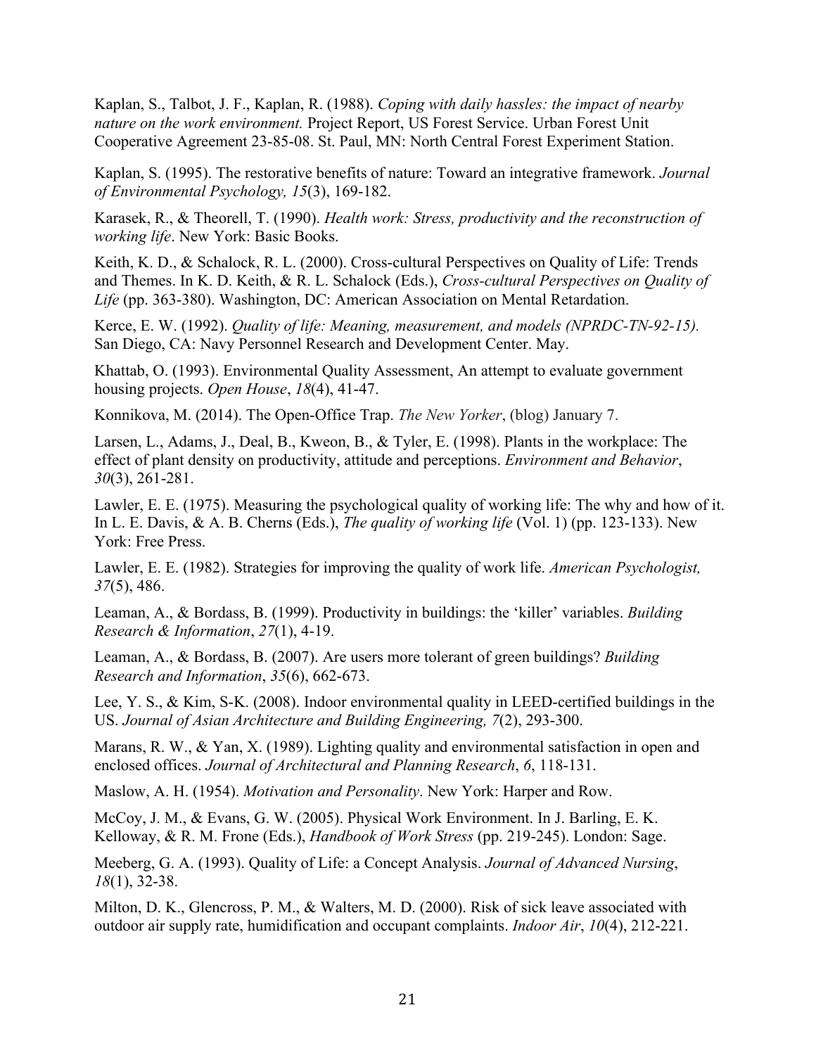Kaplan, S., Talbot, J. F., Kaplan, R. (1988). *Coping with daily hassles: the impact of nearby nature on the work environment.* Project Report, US Forest Service. Urban Forest Unit Cooperative Agreement 23-85-08. St. Paul, MN: North Central Forest Experiment Station.

Kaplan, S. (1995). The restorative benefits of nature: Toward an integrative framework. *Journal of Environmental Psychology, 15*(3), 169-182.

Karasek, R., & Theorell, T. (1990). *Health work: Stress, productivity and the reconstruction of working life*. New York: Basic Books.

Keith, K. D., & Schalock, R. L. (2000). Cross-cultural Perspectives on Quality of Life: Trends and Themes. In K. D. Keith, & R. L. Schalock (Eds.), *Cross-cultural Perspectives on Quality of Life* (pp. 363-380). Washington, DC: American Association on Mental Retardation.

Kerce, E. W. (1992). *Quality of life: Meaning, measurement, and models (NPRDC-TN-92-15).* San Diego, CA: Navy Personnel Research and Development Center. May.

Khattab, O. (1993). Environmental Quality Assessment, An attempt to evaluate government housing projects. *Open House*, *18*(4), 41-47.

Konnikova, M. (2014). The Open-Office Trap. *The New Yorker*, (blog) January 7.

Larsen, L., Adams, J., Deal, B., Kweon, B., & Tyler, E. (1998). Plants in the workplace: The effect of plant density on productivity, attitude and perceptions. *Environment and Behavior*, *30*(3), 261-281.

Lawler, E. E. (1975). Measuring the psychological quality of working life: The why and how of it. In L. E. Davis, & A. B. Cherns (Eds.), *The quality of working life* (Vol. 1) (pp. 123-133). New York: Free Press.

Lawler, E. E. (1982). Strategies for improving the quality of work life. *American Psychologist, 37*(5), 486.

Leaman, A., & Bordass, B. (1999). Productivity in buildings: the 'killer' variables. *Building Research & Information*, *27*(1), 4-19.

Leaman, A., & Bordass, B. (2007). Are users more tolerant of green buildings? *Building Research and Information*, *35*(6), 662-673.

Lee, Y. S., & Kim, S-K. (2008). Indoor environmental quality in LEED-certified buildings in the US. *Journal of Asian Architecture and Building Engineering, 7*(2), 293-300.

Marans, R. W., & Yan, X. (1989). Lighting quality and environmental satisfaction in open and enclosed offices. *Journal of Architectural and Planning Research*, *6*, 118-131.

Maslow, A. H. (1954). *Motivation and Personality*. New York: Harper and Row.

McCoy, J. M., & Evans, G. W. (2005). Physical Work Environment. In J. Barling, E. K. Kelloway, & R. M. Frone (Eds.), *Handbook of Work Stress* (pp. 219-245). London: Sage.

Meeberg, G. A. (1993). Quality of Life: a Concept Analysis. *Journal of Advanced Nursing*, *18*(1), 32-38.

Milton, D. K., Glencross, P. M., & Walters, M. D. (2000). Risk of sick leave associated with outdoor air supply rate, humidification and occupant complaints. *Indoor Air*, *10*(4), 212-221.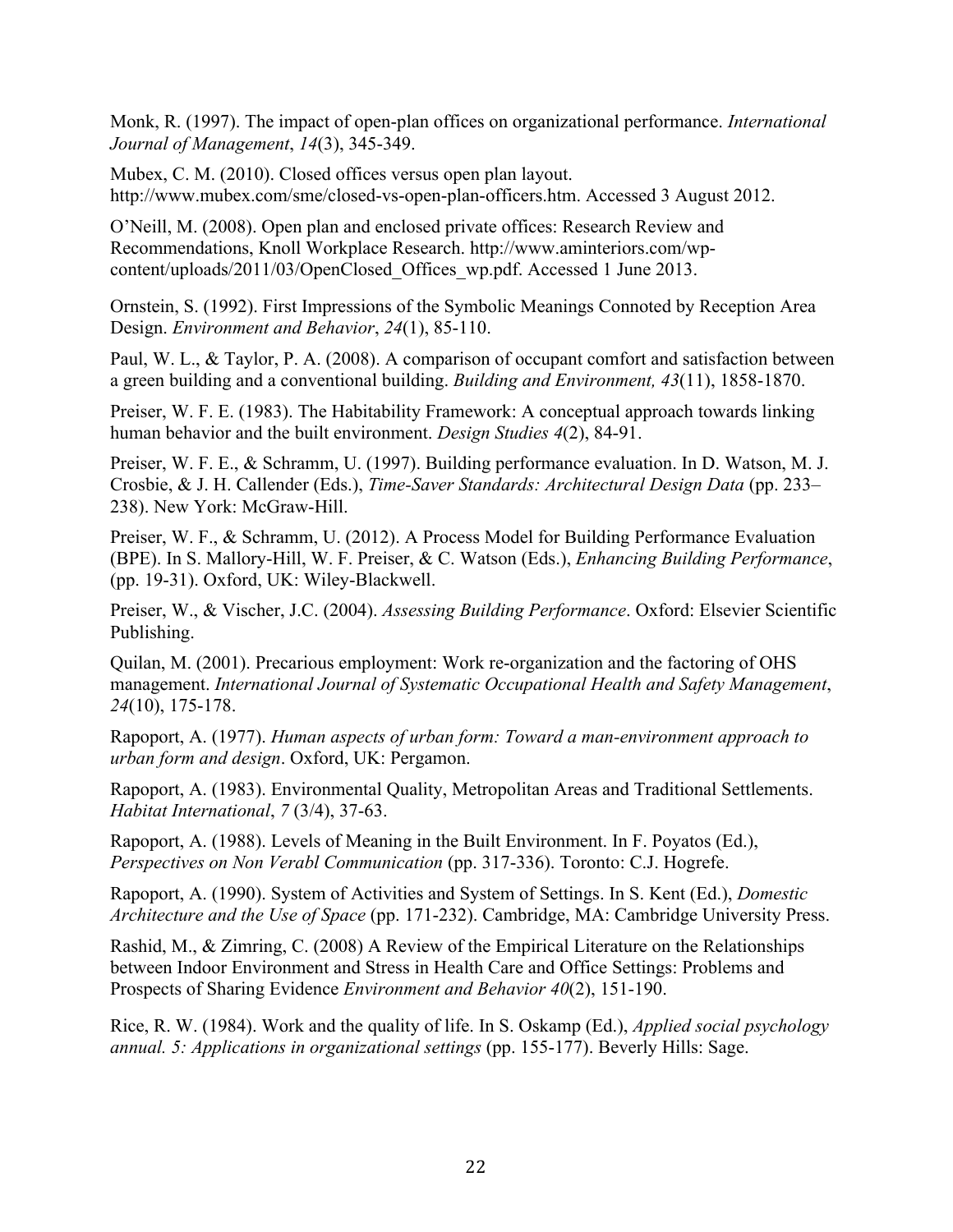Monk, R. (1997). The impact of open-plan offices on organizational performance. *International Journal of Management*, *14*(3), 345-349.

Mubex, C. M. (2010). Closed offices versus open plan layout. http://www.mubex.com/sme/closed-vs-open-plan-officers.htm. Accessed 3 August 2012.

O'Neill, M. (2008). Open plan and enclosed private offices: Research Review and Recommendations, Knoll Workplace Research. http://www.aminteriors.com/wp-content/uploads/2011/03/OpenClosed_Offices_wp.pdf. Accessed 1 June 2013.

Ornstein, S. (1992). First Impressions of the Symbolic Meanings Connoted by Reception Area Design. *Environment and Behavior*, *24*(1), 85-110.

Paul, W. L., & Taylor, P. A. (2008). A comparison of occupant comfort and satisfaction between a green building and a conventional building. *Building and Environment, 43*(11), 1858-1870.

Preiser, W. F. E. (1983). The Habitability Framework: A conceptual approach towards linking human behavior and the built environment. *Design Studies 4*(2), 84-91.

Preiser, W. F. E., & Schramm, U. (1997). Building performance evaluation. In D. Watson, M. J. Crosbie, & J. H. Callender (Eds.), *Time-Saver Standards: Architectural Design Data* (pp. 233–238). New York: McGraw-Hill.

Preiser, W. F., & Schramm, U. (2012). A Process Model for Building Performance Evaluation (BPE). In S. Mallory-Hill, W. F. Preiser, & C. Watson (Eds.), *Enhancing Building Performance*, (pp. 19-31). Oxford, UK: Wiley-Blackwell.

Preiser, W., & Vischer, J.C. (2004). *Assessing Building Performance*. Oxford: Elsevier Scientific Publishing.

Quilan, M. (2001). Precarious employment: Work re-organization and the factoring of OHS management. *International Journal of Systematic Occupational Health and Safety Management*, *24*(10), 175-178.

Rapoport, A. (1977). *Human aspects of urban form: Toward a man-environment approach to urban form and design*. Oxford, UK: Pergamon.

Rapoport, A. (1983). Environmental Quality, Metropolitan Areas and Traditional Settlements. *Habitat International*, *7* (3/4), 37-63.

Rapoport, A. (1988). Levels of Meaning in the Built Environment. In F. Poyatos (Ed.), *Perspectives on Non Verabl Communication* (pp. 317-336). Toronto: C.J. Hogrefe.

Rapoport, A. (1990). System of Activities and System of Settings. In S. Kent (Ed.), *Domestic Architecture and the Use of Space* (pp. 171-232). Cambridge, MA: Cambridge University Press.

Rashid, M., & Zimring, C. (2008) A Review of the Empirical Literature on the Relationships between Indoor Environment and Stress in Health Care and Office Settings: Problems and Prospects of Sharing Evidence *Environment and Behavior 40*(2), 151-190.

Rice, R. W. (1984). Work and the quality of life. In S. Oskamp (Ed.), *Applied social psychology annual. 5: Applications in organizational settings* (pp. 155-177). Beverly Hills: Sage.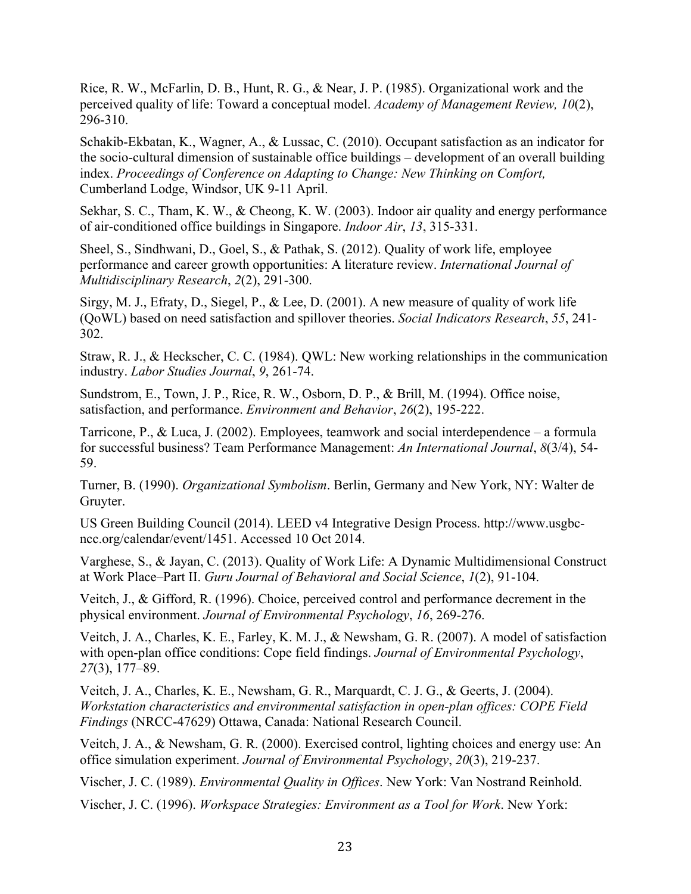Rice, R. W., McFarlin, D. B., Hunt, R. G., & Near, J. P. (1985). Organizational work and the perceived quality of life: Toward a conceptual model. *Academy of Management Review, 10*(2), 296-310.

Schakib-Ekbatan, K., Wagner, A., & Lussac, C. (2010). Occupant satisfaction as an indicator for the socio-cultural dimension of sustainable office buildings – development of an overall building index. *Proceedings of Conference on Adapting to Change: New Thinking on Comfort,* Cumberland Lodge, Windsor, UK 9-11 April.

Sekhar, S. C., Tham, K. W., & Cheong, K. W. (2003). Indoor air quality and energy performance of air-conditioned office buildings in Singapore. *Indoor Air*, *13*, 315-331.

Sheel, S., Sindhwani, D., Goel, S., & Pathak, S. (2012). Quality of work life, employee performance and career growth opportunities: A literature review. *International Journal of Multidisciplinary Research*, *2*(2), 291-300.

Sirgy, M. J., Efraty, D., Siegel, P., & Lee, D. (2001). A new measure of quality of work life (QoWL) based on need satisfaction and spillover theories. *Social Indicators Research*, *55*, 241-302.

Straw, R. J., & Heckscher, C. C. (1984). QWL: New working relationships in the communication industry. *Labor Studies Journal*, *9*, 261-74.

Sundstrom, E., Town, J. P., Rice, R. W., Osborn, D. P., & Brill, M. (1994). Office noise, satisfaction, and performance. *Environment and Behavior*, *26*(2), 195-222.

Tarricone, P., & Luca, J. (2002). Employees, teamwork and social interdependence – a formula for successful business? Team Performance Management: *An International Journal*, *8*(3/4), 54-59.

Turner, B. (1990). *Organizational Symbolism*. Berlin, Germany and New York, NY: Walter de Gruyter.

US Green Building Council (2014). LEED v4 Integrative Design Process. http://www.usgbc-ncc.org/calendar/event/1451. Accessed 10 Oct 2014.

Varghese, S., & Jayan, C. (2013). Quality of Work Life: A Dynamic Multidimensional Construct at Work Place–Part II. *Guru Journal of Behavioral and Social Science*, *1*(2), 91-104.

Veitch, J., & Gifford, R. (1996). Choice, perceived control and performance decrement in the physical environment. *Journal of Environmental Psychology*, *16*, 269-276.

Veitch, J. A., Charles, K. E., Farley, K. M. J., & Newsham, G. R. (2007). A model of satisfaction with open-plan office conditions: Cope field findings. *Journal of Environmental Psychology*, *27*(3), 177–89.

Veitch, J. A., Charles, K. E., Newsham, G. R., Marquardt, C. J. G., & Geerts, J. (2004). *Workstation characteristics and environmental satisfaction in open-plan offices: COPE Field Findings* (NRCC-47629) Ottawa, Canada: National Research Council.

Veitch, J. A., & Newsham, G. R. (2000). Exercised control, lighting choices and energy use: An office simulation experiment. *Journal of Environmental Psychology*, *20*(3), 219-237.

Vischer, J. C. (1989). *Environmental Quality in Offices*. New York: Van Nostrand Reinhold.

Vischer, J. C. (1996). *Workspace Strategies: Environment as a Tool for Work*. New York: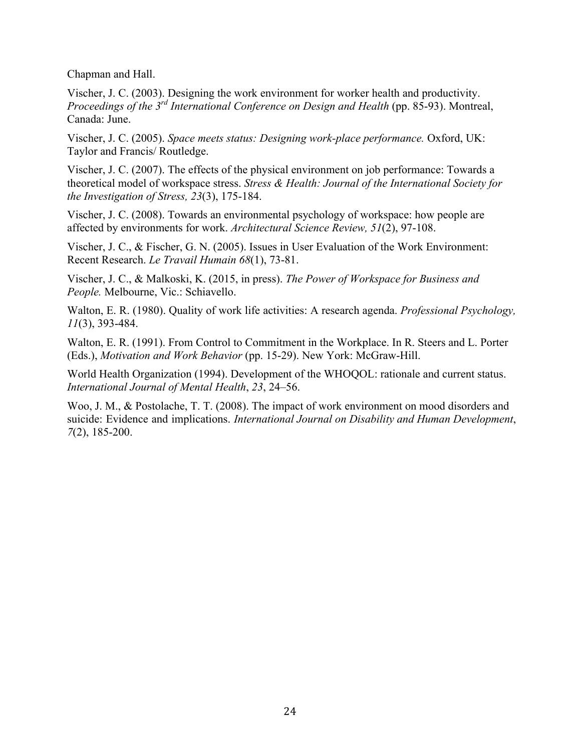Chapman and Hall.

Vischer, J. C. (2003). Designing the work environment for worker health and productivity. *Proceedings of the 3rd International Conference on Design and Health* (pp. 85-93). Montreal, Canada: June.

Vischer, J. C. (2005). *Space meets status: Designing work-place performance.* Oxford, UK: Taylor and Francis/ Routledge.

Vischer, J. C. (2007). The effects of the physical environment on job performance: Towards a theoretical model of workspace stress. *Stress & Health: Journal of the International Society for the Investigation of Stress, 23*(3), 175-184.

Vischer, J. C. (2008). Towards an environmental psychology of workspace: how people are affected by environments for work. *Architectural Science Review, 51*(2), 97-108.

Vischer, J. C., & Fischer, G. N. (2005). Issues in User Evaluation of the Work Environment: Recent Research. *Le Travail Humain 68*(1), 73-81.

Vischer, J. C., & Malkoski, K. (2015, in press). *The Power of Workspace for Business and People.* Melbourne, Vic.: Schiavello.

Walton, E. R. (1980). Quality of work life activities: A research agenda. *Professional Psychology, 11*(3), 393-484.

Walton, E. R. (1991). From Control to Commitment in the Workplace. In R. Steers and L. Porter (Eds.), *Motivation and Work Behavior* (pp. 15-29). New York: McGraw-Hill.

World Health Organization (1994). Development of the WHOQOL: rationale and current status. *International Journal of Mental Health*, *23*, 24–56.

Woo, J. M., & Postolache, T. T. (2008). The impact of work environment on mood disorders and suicide: Evidence and implications. *International Journal on Disability and Human Development*, *7*(2), 185-200.